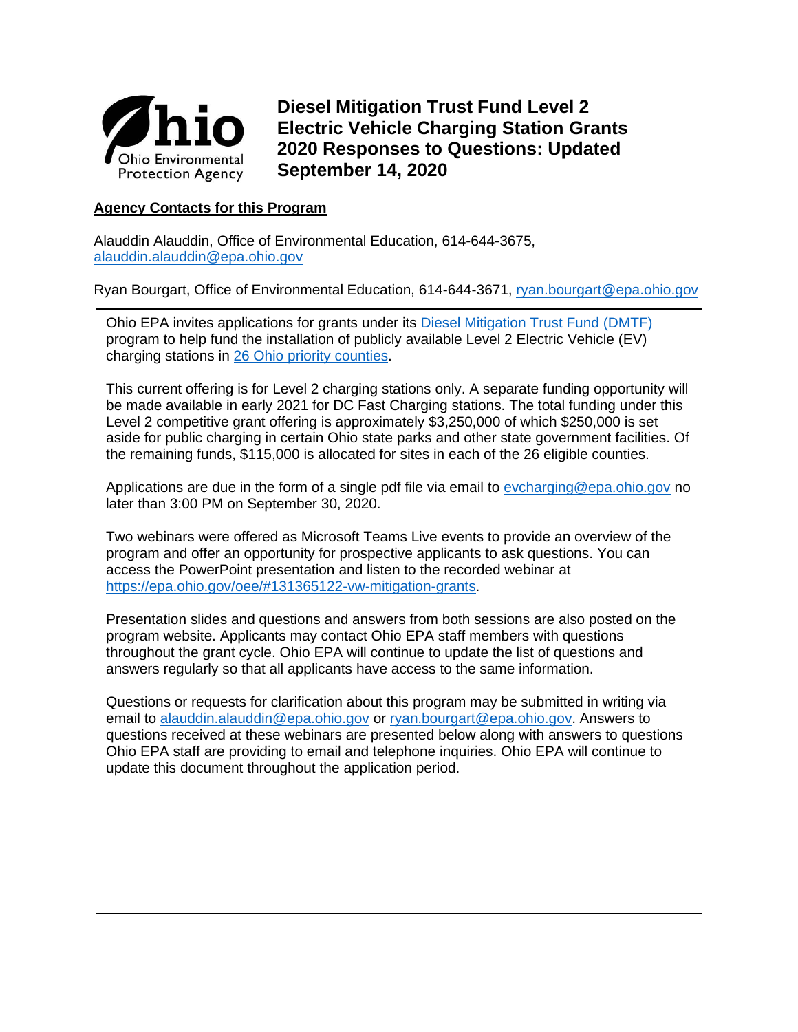Ohio Environmental Protection Agency

# Diesel Mitigation Trust Fund Level 2 Electric Vehicle Charging Station Grants 2020 Responses to Questions: Updated September 14, 2020

**Agency Contacts for this Program**

Alauddin Alauddin, Office of Environmental Education, 614-644-3675, alauddin.alauddin@epa.ohio.gov

Ryan Bourgart, Office of Environmental Education, 614-644-3671, ryan.bourgart@epa.ohio.gov

Ohio EPA invites applications for grants under its Diesel Mitigation Trust Fund (DMTF) program to help fund the installation of publicly available Level 2 Electric Vehicle (EV) charging stations in 26 Ohio priority counties.

This current offering is for Level 2 charging stations only. A separate funding opportunity will be made available in early 2021 for DC Fast Charging stations. The total funding under this Level 2 competitive grant offering is approximately $3,250,000 of which $250,000 is set aside for public charging in certain Ohio state parks and other state government facilities. Of the remaining funds, $115,000 is allocated for sites in each of the 26 eligible counties.

Applications are due in the form of a single pdf file via email to evcharging@epa.ohio.gov no later than 3:00 PM on September 30, 2020.

Two webinars were offered as Microsoft Teams Live events to provide an overview of the program and offer an opportunity for prospective applicants to ask questions. You can access the PowerPoint presentation and listen to the recorded webinar at https://epa.ohio.gov/oee/#131365122-vw-mitigation-grants.

Presentation slides and questions and answers from both sessions are also posted on the program website. Applicants may contact Ohio EPA staff members with questions throughout the grant cycle. Ohio EPA will continue to update the list of questions and answers regularly so that all applicants have access to the same information.

Questions or requests for clarification about this program may be submitted in writing via email to alauddin.alauddin@epa.ohio.gov or ryan.bourgart@epa.ohio.gov. Answers to questions received at these webinars are presented below along with answers to questions Ohio EPA staff are providing to email and telephone inquiries. Ohio EPA will continue to update this document throughout the application period.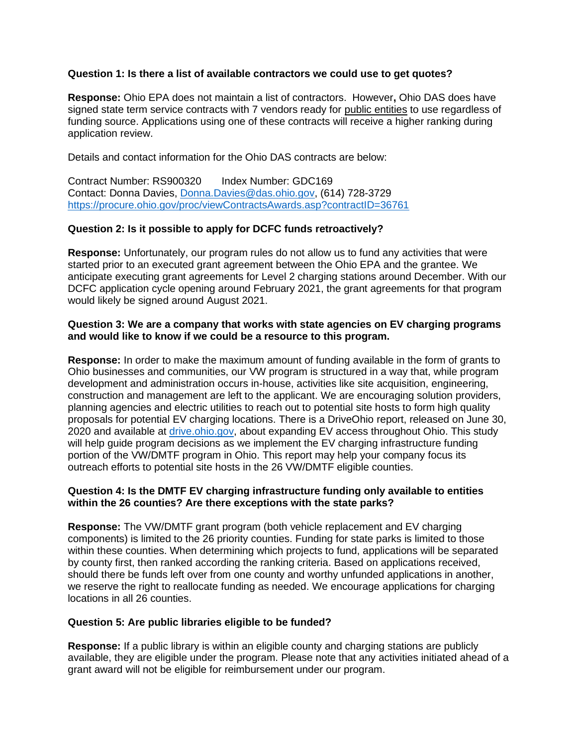**Question 1: Is there a list of available contractors we could use to get quotes?**

**Response:** Ohio EPA does not maintain a list of contractors. However**,** Ohio DAS does have signed state term service contracts with 7 vendors ready for public entities to use regardless of funding source. Applications using one of these contracts will receive a higher ranking during application review.

Details and contact information for the Ohio DAS contracts are below:

Contract Number: RS900320 Index Number: GDC169
Contact: Donna Davies, Donna.Davies@das.ohio.gov, (614) 728-3729
https://procure.ohio.gov/proc/viewContractsAwards.asp?contractID=36761

**Question 2: Is it possible to apply for DCFC funds retroactively?**

**Response:** Unfortunately, our program rules do not allow us to fund any activities that were started prior to an executed grant agreement between the Ohio EPA and the grantee. We anticipate executing grant agreements for Level 2 charging stations around December. With our DCFC application cycle opening around February 2021, the grant agreements for that program would likely be signed around August 2021.

**Question 3: We are a company that works with state agencies on EV charging programs and would like to know if we could be a resource to this program.**

**Response:** In order to make the maximum amount of funding available in the form of grants to Ohio businesses and communities, our VW program is structured in a way that, while program development and administration occurs in-house, activities like site acquisition, engineering, construction and management are left to the applicant. We are encouraging solution providers, planning agencies and electric utilities to reach out to potential site hosts to form high quality proposals for potential EV charging locations. There is a DriveOhio report, released on June 30, 2020 and available at drive.ohio.gov, about expanding EV access throughout Ohio. This study will help guide program decisions as we implement the EV charging infrastructure funding portion of the VW/DMTF program in Ohio. This report may help your company focus its outreach efforts to potential site hosts in the 26 VW/DMTF eligible counties.

**Question 4: Is the DMTF EV charging infrastructure funding only available to entities within the 26 counties? Are there exceptions with the state parks?**

**Response:** The VW/DMTF grant program (both vehicle replacement and EV charging components) is limited to the 26 priority counties. Funding for state parks is limited to those within these counties. When determining which projects to fund, applications will be separated by county first, then ranked according the ranking criteria. Based on applications received, should there be funds left over from one county and worthy unfunded applications in another, we reserve the right to reallocate funding as needed. We encourage applications for charging locations in all 26 counties.

**Question 5: Are public libraries eligible to be funded?**

**Response:** If a public library is within an eligible county and charging stations are publicly available, they are eligible under the program. Please note that any activities initiated ahead of a grant award will not be eligible for reimbursement under our program.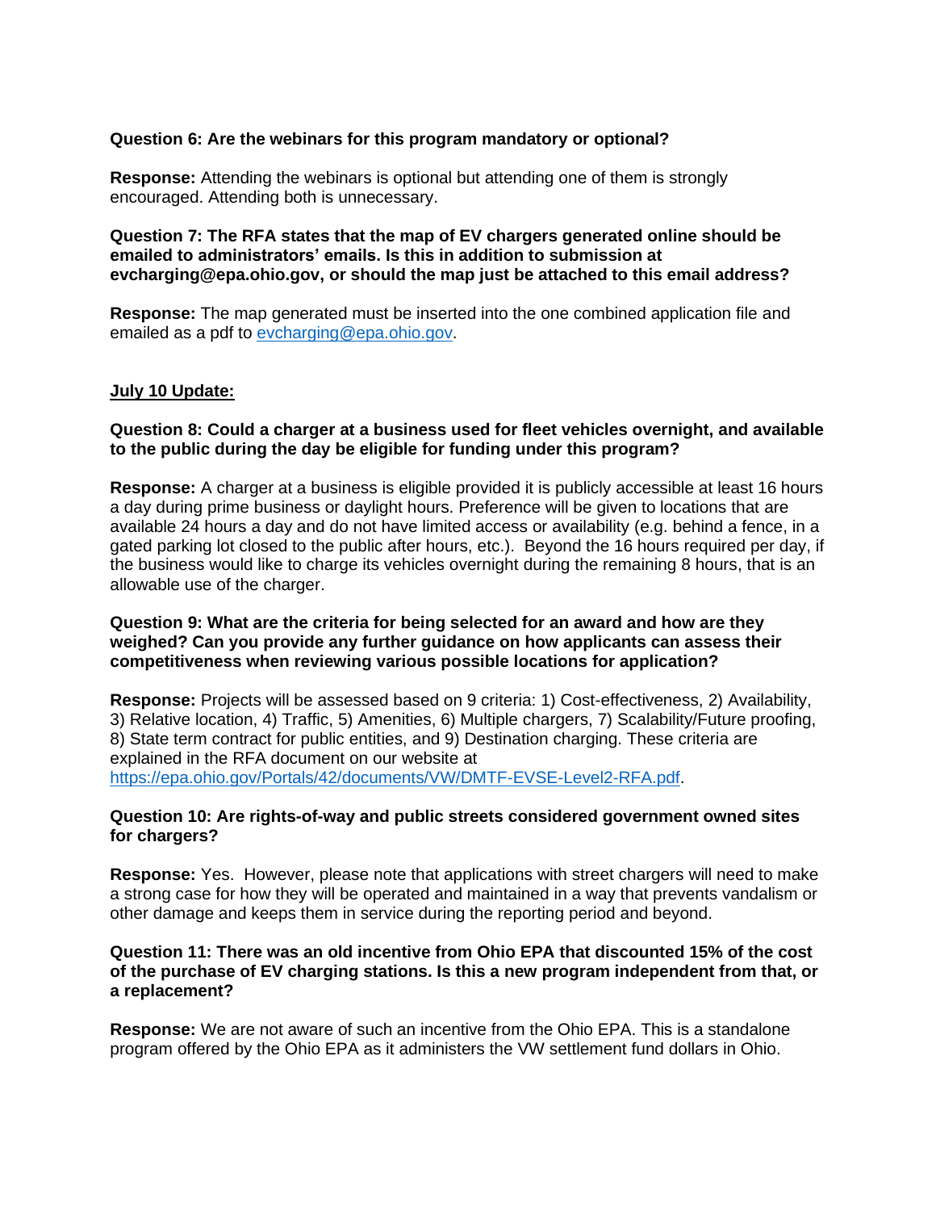**Question 6: Are the webinars for this program mandatory or optional?**

**Response:** Attending the webinars is optional but attending one of them is strongly encouraged. Attending both is unnecessary.

**Question 7: The RFA states that the map of EV chargers generated online should be emailed to administrators' emails. Is this in addition to submission at evcharging@epa.ohio.gov, or should the map just be attached to this email address?**

**Response:** The map generated must be inserted into the one combined application file and emailed as a pdf to evcharging@epa.ohio.gov.

**<u>July 10 Update:</u>**

**Question 8: Could a charger at a business used for fleet vehicles overnight, and available to the public during the day be eligible for funding under this program?**

**Response:** A charger at a business is eligible provided it is publicly accessible at least 16 hours a day during prime business or daylight hours. Preference will be given to locations that are available 24 hours a day and do not have limited access or availability (e.g. behind a fence, in a gated parking lot closed to the public after hours, etc.). Beyond the 16 hours required per day, if the business would like to charge its vehicles overnight during the remaining 8 hours, that is an allowable use of the charger.

**Question 9: What are the criteria for being selected for an award and how are they weighed? Can you provide any further guidance on how applicants can assess their competitiveness when reviewing various possible locations for application?**

**Response:** Projects will be assessed based on 9 criteria: 1) Cost-effectiveness, 2) Availability, 3) Relative location, 4) Traffic, 5) Amenities, 6) Multiple chargers, 7) Scalability/Future proofing, 8) State term contract for public entities, and 9) Destination charging. These criteria are explained in the RFA document on our website at https://epa.ohio.gov/Portals/42/documents/VW/DMTF-EVSE-Level2-RFA.pdf.

**Question 10: Are rights-of-way and public streets considered government owned sites for chargers?**

**Response:** Yes. However, please note that applications with street chargers will need to make a strong case for how they will be operated and maintained in a way that prevents vandalism or other damage and keeps them in service during the reporting period and beyond.

**Question 11: There was an old incentive from Ohio EPA that discounted 15% of the cost of the purchase of EV charging stations. Is this a new program independent from that, or a replacement?**

**Response:** We are not aware of such an incentive from the Ohio EPA. This is a standalone program offered by the Ohio EPA as it administers the VW settlement fund dollars in Ohio.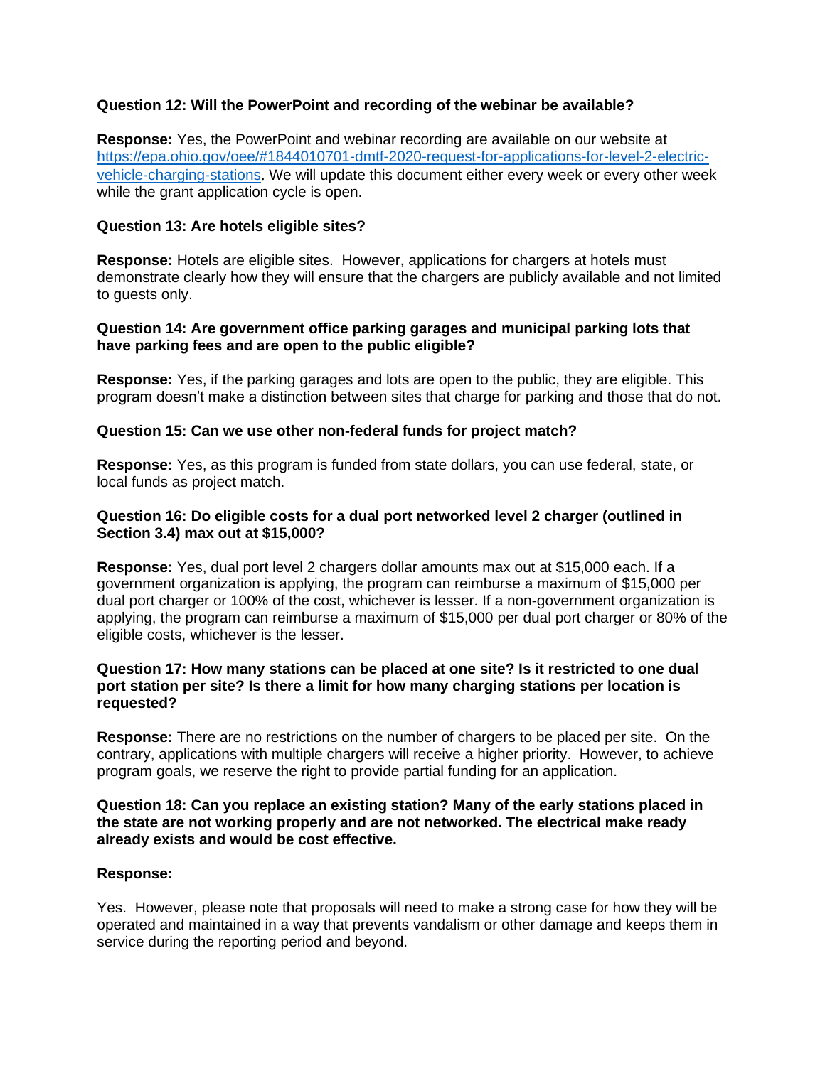**Question 12: Will the PowerPoint and recording of the webinar be available?**

**Response:** Yes, the PowerPoint and webinar recording are available on our website at [https://epa.ohio.gov/oee/#1844010701-dmtf-2020-request-for-applications-for-level-2-electric-vehicle-charging-stations](https://epa.ohio.gov/oee/#1844010701-dmtf-2020-request-for-applications-for-level-2-electric-vehicle-charging-stations). We will update this document either every week or every other week while the grant application cycle is open.

**Question 13: Are hotels eligible sites?**

**Response:** Hotels are eligible sites. However, applications for chargers at hotels must demonstrate clearly how they will ensure that the chargers are publicly available and not limited to guests only.

**Question 14: Are government office parking garages and municipal parking lots that have parking fees and are open to the public eligible?**

**Response:** Yes, if the parking garages and lots are open to the public, they are eligible. This program doesn't make a distinction between sites that charge for parking and those that do not.

**Question 15: Can we use other non-federal funds for project match?**

**Response:** Yes, as this program is funded from state dollars, you can use federal, state, or local funds as project match.

**Question 16: Do eligible costs for a dual port networked level 2 charger (outlined in Section 3.4) max out at $15,000?**

**Response:** Yes, dual port level 2 chargers dollar amounts max out at $15,000 each. If a government organization is applying, the program can reimburse a maximum of $15,000 per dual port charger or 100% of the cost, whichever is lesser. If a non-government organization is applying, the program can reimburse a maximum of $15,000 per dual port charger or 80% of the eligible costs, whichever is the lesser.

**Question 17: How many stations can be placed at one site? Is it restricted to one dual port station per site? Is there a limit for how many charging stations per location is requested?**

**Response:** There are no restrictions on the number of chargers to be placed per site. On the contrary, applications with multiple chargers will receive a higher priority. However, to achieve program goals, we reserve the right to provide partial funding for an application.

**Question 18: Can you replace an existing station? Many of the early stations placed in the state are not working properly and are not networked. The electrical make ready already exists and would be cost effective.**

**Response:**

Yes. However, please note that proposals will need to make a strong case for how they will be operated and maintained in a way that prevents vandalism or other damage and keeps them in service during the reporting period and beyond.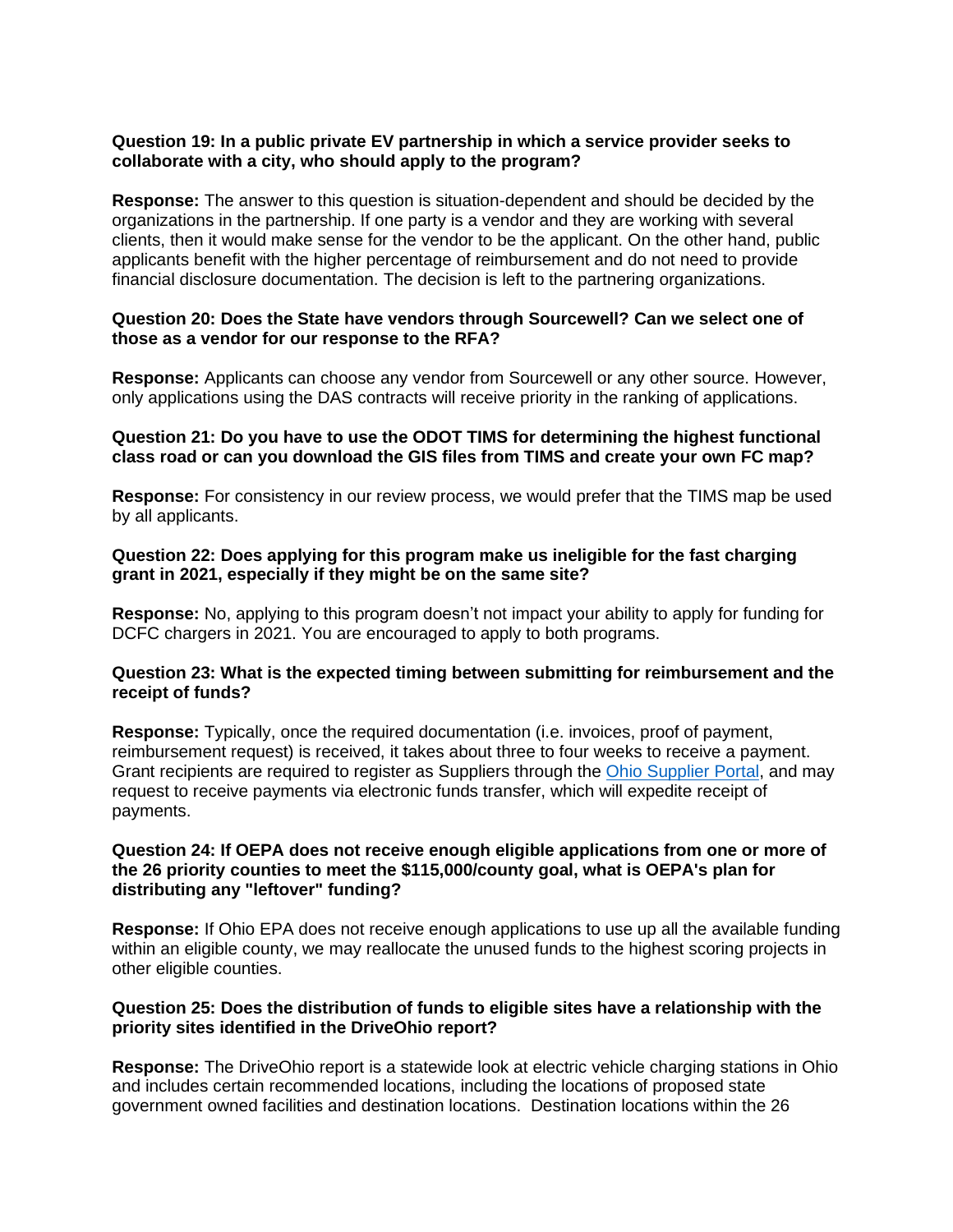**Question 19: In a public private EV partnership in which a service provider seeks to collaborate with a city, who should apply to the program?**

**Response:** The answer to this question is situation-dependent and should be decided by the organizations in the partnership. If one party is a vendor and they are working with several clients, then it would make sense for the vendor to be the applicant. On the other hand, public applicants benefit with the higher percentage of reimbursement and do not need to provide financial disclosure documentation. The decision is left to the partnering organizations.

**Question 20: Does the State have vendors through Sourcewell? Can we select one of those as a vendor for our response to the RFA?**

**Response:** Applicants can choose any vendor from Sourcewell or any other source. However, only applications using the DAS contracts will receive priority in the ranking of applications.

**Question 21: Do you have to use the ODOT TIMS for determining the highest functional class road or can you download the GIS files from TIMS and create your own FC map?**

**Response:** For consistency in our review process, we would prefer that the TIMS map be used by all applicants.

**Question 22: Does applying for this program make us ineligible for the fast charging grant in 2021, especially if they might be on the same site?**

**Response:** No, applying to this program doesn't not impact your ability to apply for funding for DCFC chargers in 2021. You are encouraged to apply to both programs.

**Question 23: What is the expected timing between submitting for reimbursement and the receipt of funds?**

**Response:** Typically, once the required documentation (i.e. invoices, proof of payment, reimbursement request) is received, it takes about three to four weeks to receive a payment. Grant recipients are required to register as Suppliers through the Ohio Supplier Portal, and may request to receive payments via electronic funds transfer, which will expedite receipt of payments.

**Question 24: If OEPA does not receive enough eligible applications from one or more of the 26 priority counties to meet the $115,000/county goal, what is OEPA's plan for distributing any "leftover" funding?**

**Response:** If Ohio EPA does not receive enough applications to use up all the available funding within an eligible county, we may reallocate the unused funds to the highest scoring projects in other eligible counties.

**Question 25: Does the distribution of funds to eligible sites have a relationship with the priority sites identified in the DriveOhio report?**

**Response:** The DriveOhio report is a statewide look at electric vehicle charging stations in Ohio and includes certain recommended locations, including the locations of proposed state government owned facilities and destination locations. Destination locations within the 26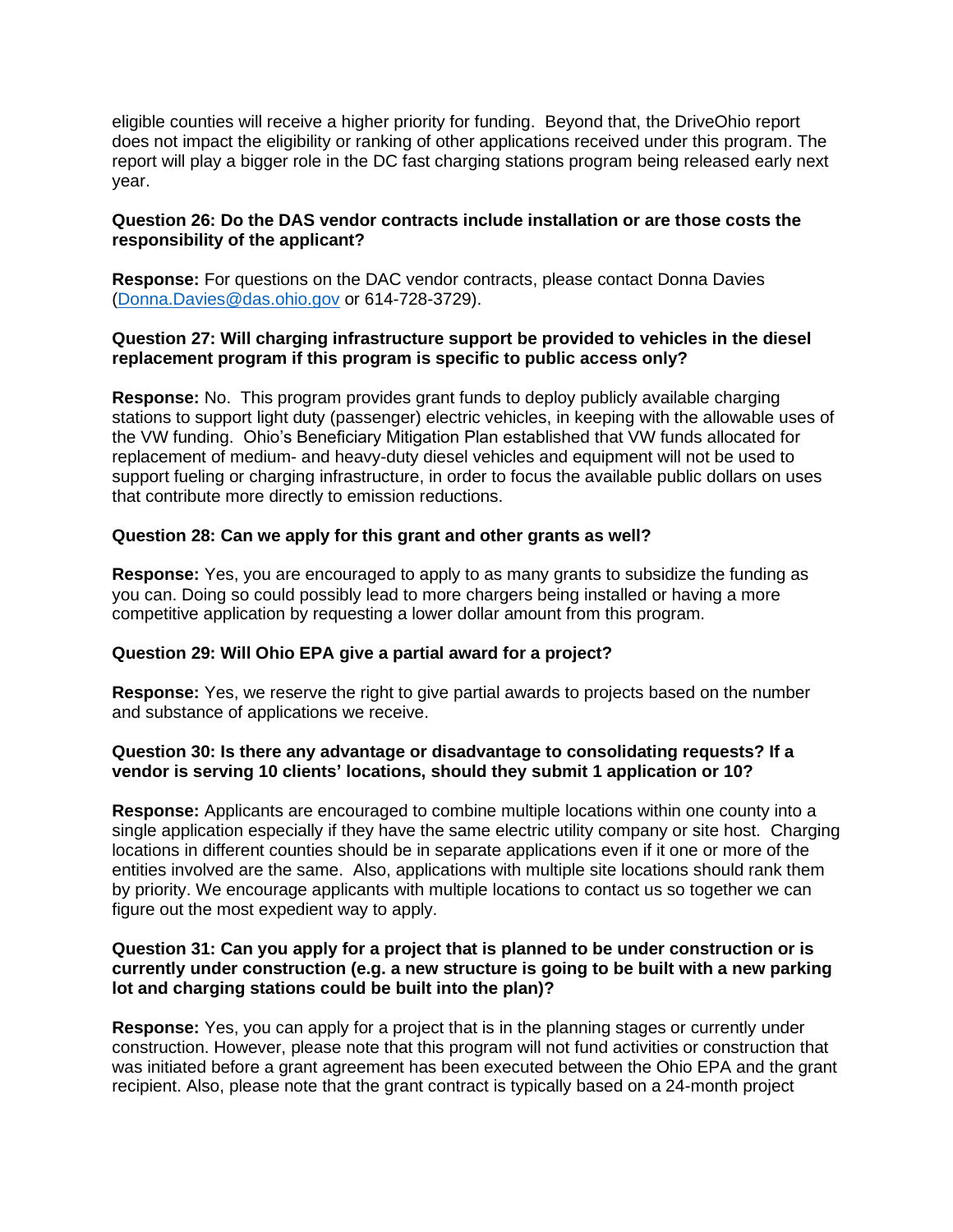eligible counties will receive a higher priority for funding. Beyond that, the DriveOhio report does not impact the eligibility or ranking of other applications received under this program. The report will play a bigger role in the DC fast charging stations program being released early next year.

**Question 26: Do the DAS vendor contracts include installation or are those costs the responsibility of the applicant?**

**Response:** For questions on the DAC vendor contracts, please contact Donna Davies (Donna.Davies@das.ohio.gov or 614-728-3729).

**Question 27: Will charging infrastructure support be provided to vehicles in the diesel replacement program if this program is specific to public access only?**

**Response:** No. This program provides grant funds to deploy publicly available charging stations to support light duty (passenger) electric vehicles, in keeping with the allowable uses of the VW funding. Ohio's Beneficiary Mitigation Plan established that VW funds allocated for replacement of medium- and heavy-duty diesel vehicles and equipment will not be used to support fueling or charging infrastructure, in order to focus the available public dollars on uses that contribute more directly to emission reductions.

**Question 28: Can we apply for this grant and other grants as well?**

**Response:** Yes, you are encouraged to apply to as many grants to subsidize the funding as you can. Doing so could possibly lead to more chargers being installed or having a more competitive application by requesting a lower dollar amount from this program.

**Question 29: Will Ohio EPA give a partial award for a project?**

**Response:** Yes, we reserve the right to give partial awards to projects based on the number and substance of applications we receive.

**Question 30: Is there any advantage or disadvantage to consolidating requests? If a vendor is serving 10 clients' locations, should they submit 1 application or 10?**

**Response:** Applicants are encouraged to combine multiple locations within one county into a single application especially if they have the same electric utility company or site host. Charging locations in different counties should be in separate applications even if it one or more of the entities involved are the same. Also, applications with multiple site locations should rank them by priority. We encourage applicants with multiple locations to contact us so together we can figure out the most expedient way to apply.

**Question 31: Can you apply for a project that is planned to be under construction or is currently under construction (e.g. a new structure is going to be built with a new parking lot and charging stations could be built into the plan)?**

**Response:** Yes, you can apply for a project that is in the planning stages or currently under construction. However, please note that this program will not fund activities or construction that was initiated before a grant agreement has been executed between the Ohio EPA and the grant recipient. Also, please note that the grant contract is typically based on a 24-month project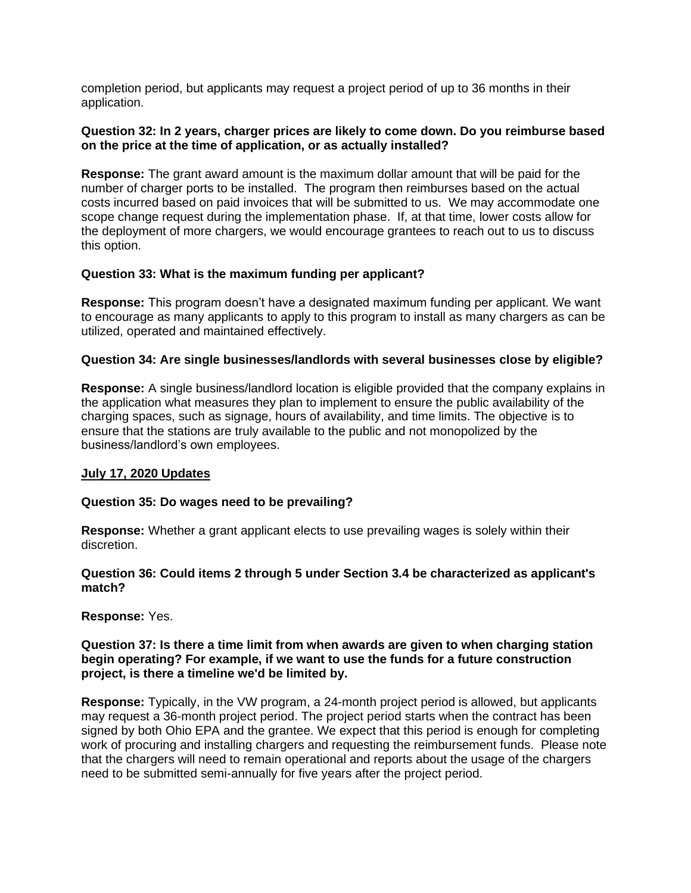completion period, but applicants may request a project period of up to 36 months in their application.

**Question 32: In 2 years, charger prices are likely to come down. Do you reimburse based on the price at the time of application, or as actually installed?**

**Response:** The grant award amount is the maximum dollar amount that will be paid for the number of charger ports to be installed. The program then reimburses based on the actual costs incurred based on paid invoices that will be submitted to us. We may accommodate one scope change request during the implementation phase. If, at that time, lower costs allow for the deployment of more chargers, we would encourage grantees to reach out to us to discuss this option.

**Question 33: What is the maximum funding per applicant?**

**Response:** This program doesn't have a designated maximum funding per applicant. We want to encourage as many applicants to apply to this program to install as many chargers as can be utilized, operated and maintained effectively.

**Question 34: Are single businesses/landlords with several businesses close by eligible?**

**Response:** A single business/landlord location is eligible provided that the company explains in the application what measures they plan to implement to ensure the public availability of the charging spaces, such as signage, hours of availability, and time limits. The objective is to ensure that the stations are truly available to the public and not monopolized by the business/landlord's own employees.

**July 17, 2020 Updates**

**Question 35: Do wages need to be prevailing?**

**Response:** Whether a grant applicant elects to use prevailing wages is solely within their discretion.

**Question 36: Could items 2 through 5 under Section 3.4 be characterized as applicant's match?**

**Response:** Yes.

**Question 37: Is there a time limit from when awards are given to when charging station begin operating? For example, if we want to use the funds for a future construction project, is there a timeline we'd be limited by.**

**Response:** Typically, in the VW program, a 24-month project period is allowed, but applicants may request a 36-month project period. The project period starts when the contract has been signed by both Ohio EPA and the grantee. We expect that this period is enough for completing work of procuring and installing chargers and requesting the reimbursement funds. Please note that the chargers will need to remain operational and reports about the usage of the chargers need to be submitted semi-annually for five years after the project period.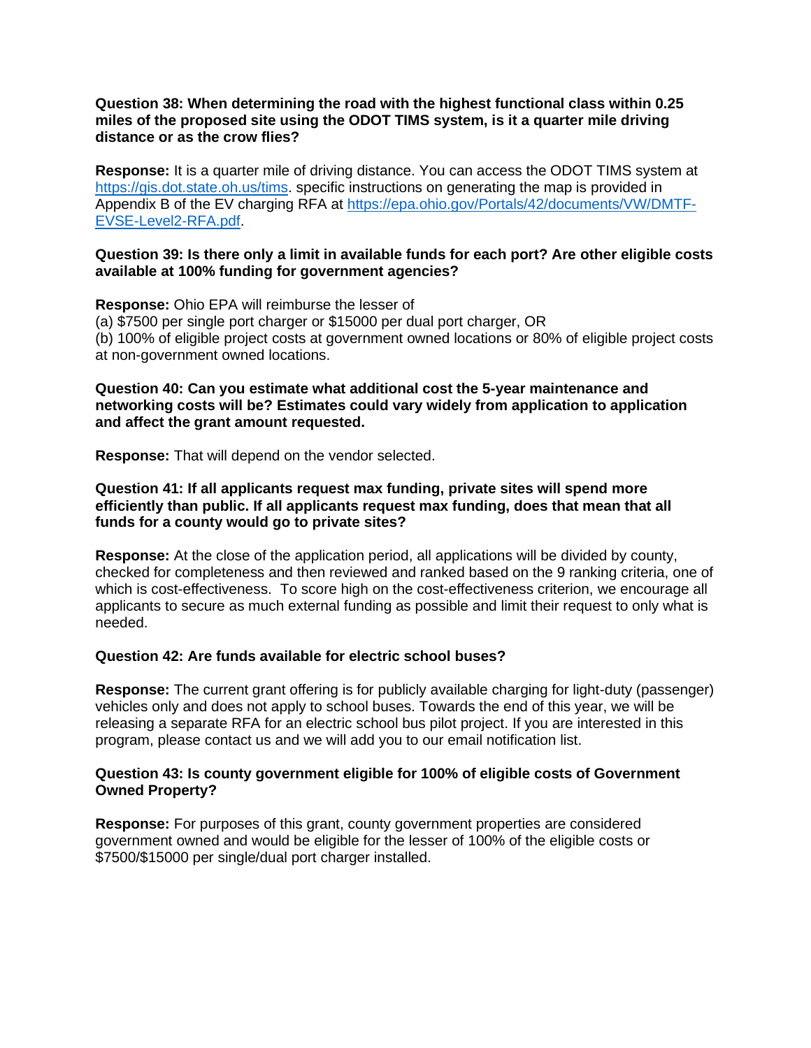**Question 38: When determining the road with the highest functional class within 0.25 miles of the proposed site using the ODOT TIMS system, is it a quarter mile driving distance or as the crow flies?**

**Response:** It is a quarter mile of driving distance. You can access the ODOT TIMS system at [https://gis.dot.state.oh.us/tims](https://gis.dot.state.oh.us/tims). specific instructions on generating the map is provided in Appendix B of the EV charging RFA at [https://epa.ohio.gov/Portals/42/documents/VW/DMTF-EVSE-Level2-RFA.pdf](https://epa.ohio.gov/Portals/42/documents/VW/DMTF-EVSE-Level2-RFA.pdf).

**Question 39: Is there only a limit in available funds for each port? Are other eligible costs available at 100% funding for government agencies?**

**Response:** Ohio EPA will reimburse the lesser of
(a) $7500 per single port charger or $15000 per dual port charger, OR
(b) 100% of eligible project costs at government owned locations or 80% of eligible project costs at non-government owned locations.

**Question 40: Can you estimate what additional cost the 5-year maintenance and networking costs will be? Estimates could vary widely from application to application and affect the grant amount requested.**

**Response:** That will depend on the vendor selected.

**Question 41: If all applicants request max funding, private sites will spend more efficiently than public. If all applicants request max funding, does that mean that all funds for a county would go to private sites?**

**Response:** At the close of the application period, all applications will be divided by county, checked for completeness and then reviewed and ranked based on the 9 ranking criteria, one of which is cost-effectiveness. To score high on the cost-effectiveness criterion, we encourage all applicants to secure as much external funding as possible and limit their request to only what is needed.

**Question 42: Are funds available for electric school buses?**

**Response:** The current grant offering is for publicly available charging for light-duty (passenger) vehicles only and does not apply to school buses. Towards the end of this year, we will be releasing a separate RFA for an electric school bus pilot project. If you are interested in this program, please contact us and we will add you to our email notification list.

**Question 43: Is county government eligible for 100% of eligible costs of Government Owned Property?**

**Response:** For purposes of this grant, county government properties are considered government owned and would be eligible for the lesser of 100% of the eligible costs or $7500/$15000 per single/dual port charger installed.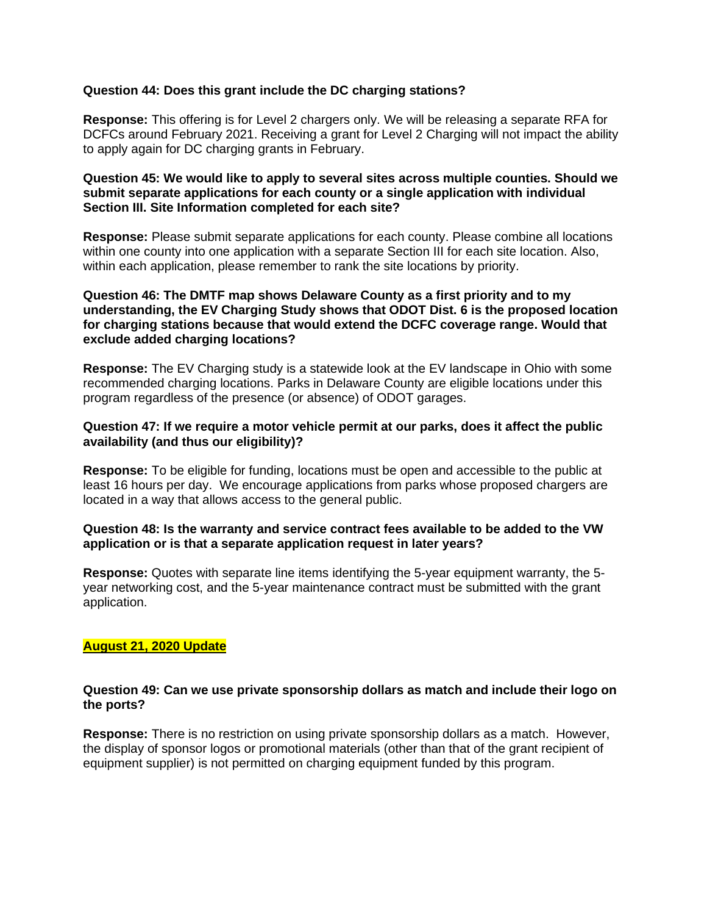**Question 44: Does this grant include the DC charging stations?**

**Response:** This offering is for Level 2 chargers only. We will be releasing a separate RFA for DCFCs around February 2021. Receiving a grant for Level 2 Charging will not impact the ability to apply again for DC charging grants in February.

**Question 45: We would like to apply to several sites across multiple counties. Should we submit separate applications for each county or a single application with individual Section III. Site Information completed for each site?**

**Response:** Please submit separate applications for each county. Please combine all locations within one county into one application with a separate Section III for each site location. Also, within each application, please remember to rank the site locations by priority.

**Question 46: The DMTF map shows Delaware County as a first priority and to my understanding, the EV Charging Study shows that ODOT Dist. 6 is the proposed location for charging stations because that would extend the DCFC coverage range. Would that exclude added charging locations?**

**Response:** The EV Charging study is a statewide look at the EV landscape in Ohio with some recommended charging locations. Parks in Delaware County are eligible locations under this program regardless of the presence (or absence) of ODOT garages.

**Question 47: If we require a motor vehicle permit at our parks, does it affect the public availability (and thus our eligibility)?**

**Response:** To be eligible for funding, locations must be open and accessible to the public at least 16 hours per day. We encourage applications from parks whose proposed chargers are located in a way that allows access to the general public.

**Question 48: Is the warranty and service contract fees available to be added to the VW application or is that a separate application request in later years?**

**Response:** Quotes with separate line items identifying the 5-year equipment warranty, the 5-year networking cost, and the 5-year maintenance contract must be submitted with the grant application.

**August 21, 2020 Update**

**Question 49: Can we use private sponsorship dollars as match and include their logo on the ports?**

**Response:** There is no restriction on using private sponsorship dollars as a match. However, the display of sponsor logos or promotional materials (other than that of the grant recipient of equipment supplier) is not permitted on charging equipment funded by this program.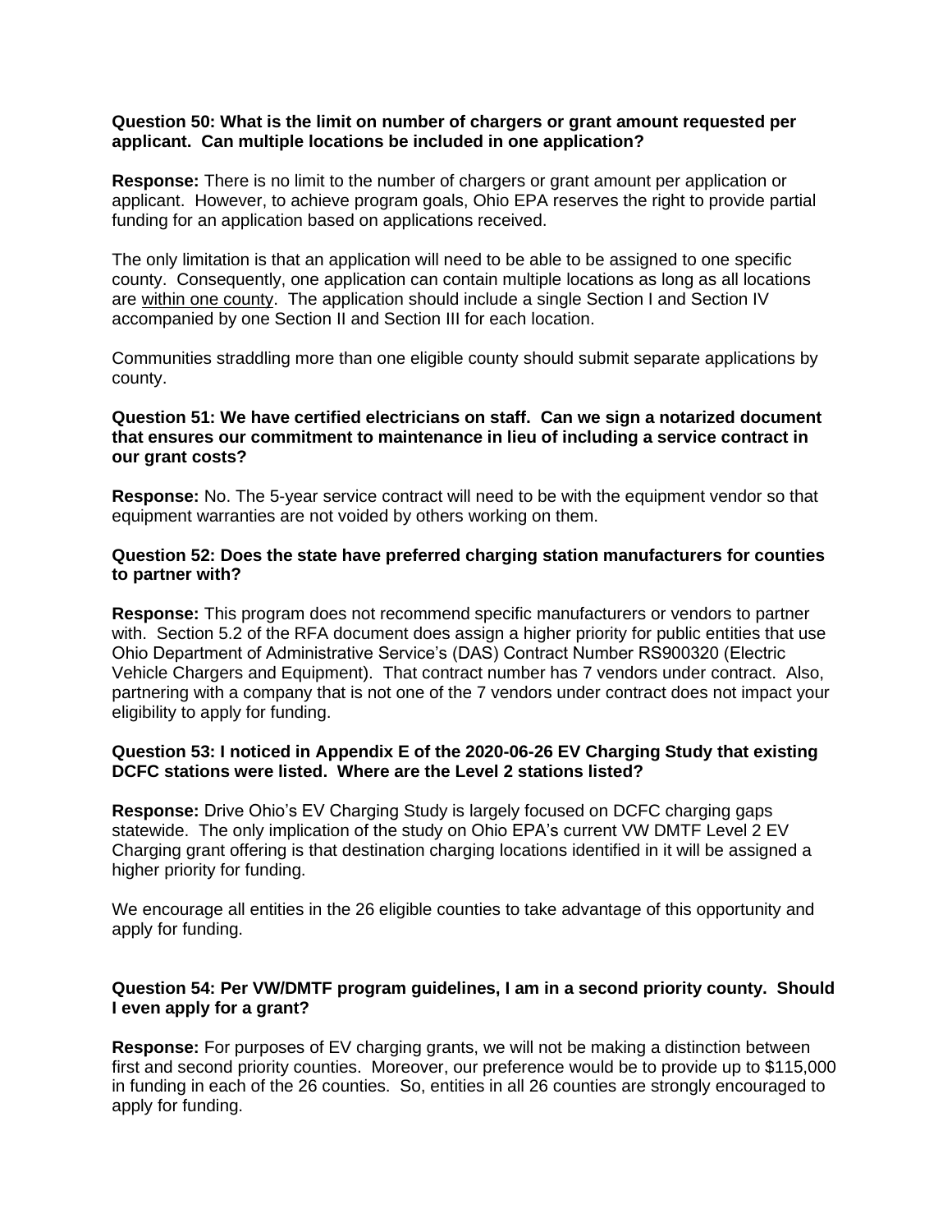**Question 50: What is the limit on number of chargers or grant amount requested per applicant. Can multiple locations be included in one application?**

**Response:** There is no limit to the number of chargers or grant amount per application or applicant. However, to achieve program goals, Ohio EPA reserves the right to provide partial funding for an application based on applications received.

The only limitation is that an application will need to be able to be assigned to one specific county. Consequently, one application can contain multiple locations as long as all locations are <u>within one county</u>. The application should include a single Section I and Section IV accompanied by one Section II and Section III for each location.

Communities straddling more than one eligible county should submit separate applications by county.

**Question 51: We have certified electricians on staff. Can we sign a notarized document that ensures our commitment to maintenance in lieu of including a service contract in our grant costs?**

**Response:** No. The 5-year service contract will need to be with the equipment vendor so that equipment warranties are not voided by others working on them.

**Question 52: Does the state have preferred charging station manufacturers for counties to partner with?**

**Response:** This program does not recommend specific manufacturers or vendors to partner with. Section 5.2 of the RFA document does assign a higher priority for public entities that use Ohio Department of Administrative Service's (DAS) Contract Number RS900320 (Electric Vehicle Chargers and Equipment). That contract number has 7 vendors under contract. Also, partnering with a company that is not one of the 7 vendors under contract does not impact your eligibility to apply for funding.

**Question 53: I noticed in Appendix E of the 2020-06-26 EV Charging Study that existing DCFC stations were listed. Where are the Level 2 stations listed?**

**Response:** Drive Ohio's EV Charging Study is largely focused on DCFC charging gaps statewide. The only implication of the study on Ohio EPA's current VW DMTF Level 2 EV Charging grant offering is that destination charging locations identified in it will be assigned a higher priority for funding.

We encourage all entities in the 26 eligible counties to take advantage of this opportunity and apply for funding.

**Question 54: Per VW/DMTF program guidelines, I am in a second priority county. Should I even apply for a grant?**

**Response:** For purposes of EV charging grants, we will not be making a distinction between first and second priority counties. Moreover, our preference would be to provide up to $115,000 in funding in each of the 26 counties. So, entities in all 26 counties are strongly encouraged to apply for funding.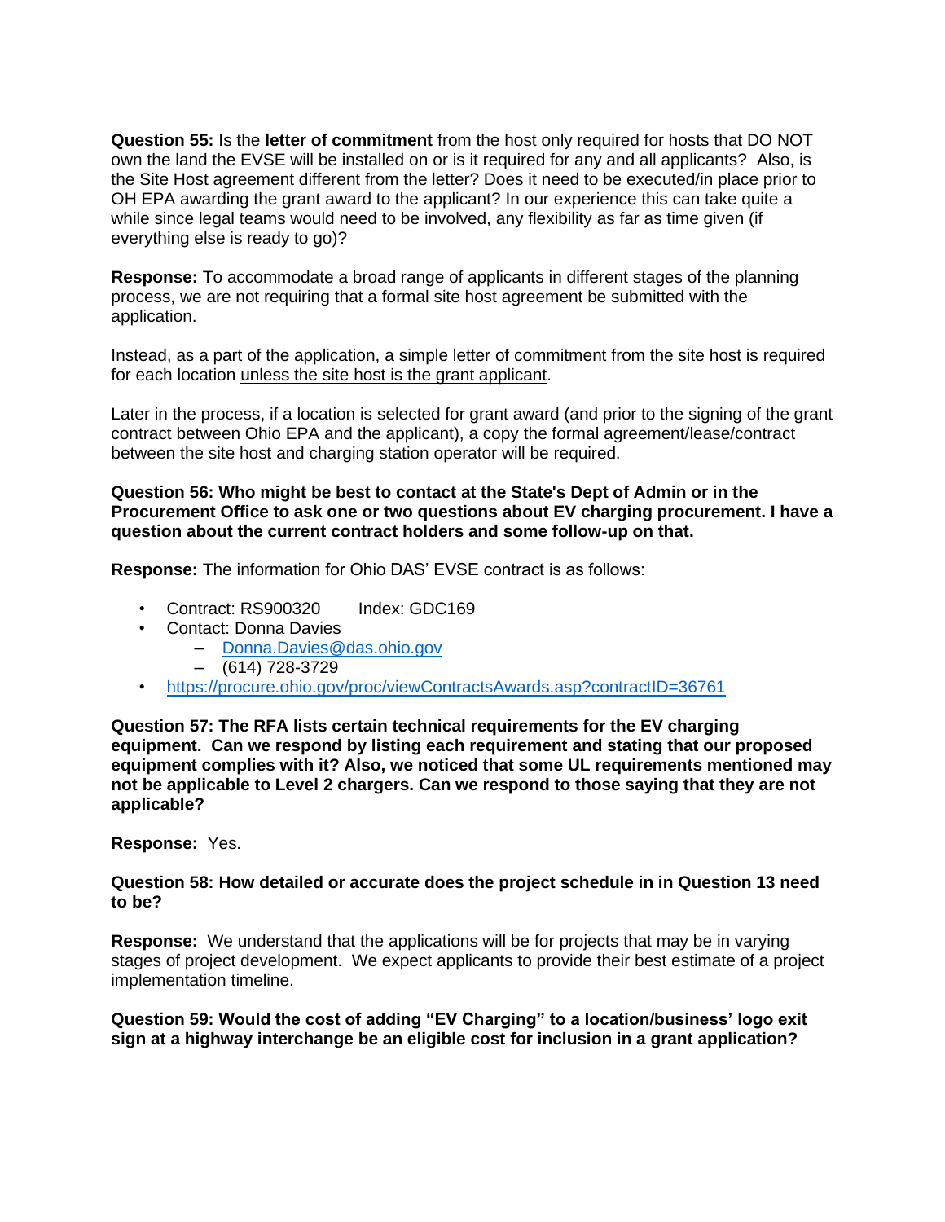**Question 55:** Is the **letter of commitment** from the host only required for hosts that DO NOT own the land the EVSE will be installed on or is it required for any and all applicants? Also, is the Site Host agreement different from the letter? Does it need to be executed/in place prior to OH EPA awarding the grant award to the applicant? In our experience this can take quite a while since legal teams would need to be involved, any flexibility as far as time given (if everything else is ready to go)?

**Response:** To accommodate a broad range of applicants in different stages of the planning process, we are not requiring that a formal site host agreement be submitted with the application.

Instead, as a part of the application, a simple letter of commitment from the site host is required for each location <u>unless the site host is the grant applicant</u>.

Later in the process, if a location is selected for grant award (and prior to the signing of the grant contract between Ohio EPA and the applicant), a copy the formal agreement/lease/contract between the site host and charging station operator will be required.

**Question 56: Who might be best to contact at the State's Dept of Admin or in the Procurement Office to ask one or two questions about EV charging procurement. I have a question about the current contract holders and some follow-up on that.**

**Response:** The information for Ohio DAS' EVSE contract is as follows:

- Contract: RS900320 Index: GDC169
- Contact: Donna Davies
  - Donna.Davies@das.ohio.gov
  - (614) 728-3729
- https://procure.ohio.gov/proc/viewContractsAwards.asp?contractID=36761

**Question 57: The RFA lists certain technical requirements for the EV charging equipment. Can we respond by listing each requirement and stating that our proposed equipment complies with it? Also, we noticed that some UL requirements mentioned may not be applicable to Level 2 chargers. Can we respond to those saying that they are not applicable?**

**Response:** Yes.

**Question 58: How detailed or accurate does the project schedule in in Question 13 need to be?**

**Response:** We understand that the applications will be for projects that may be in varying stages of project development. We expect applicants to provide their best estimate of a project implementation timeline.

**Question 59: Would the cost of adding "EV Charging" to a location/business' logo exit sign at a highway interchange be an eligible cost for inclusion in a grant application?**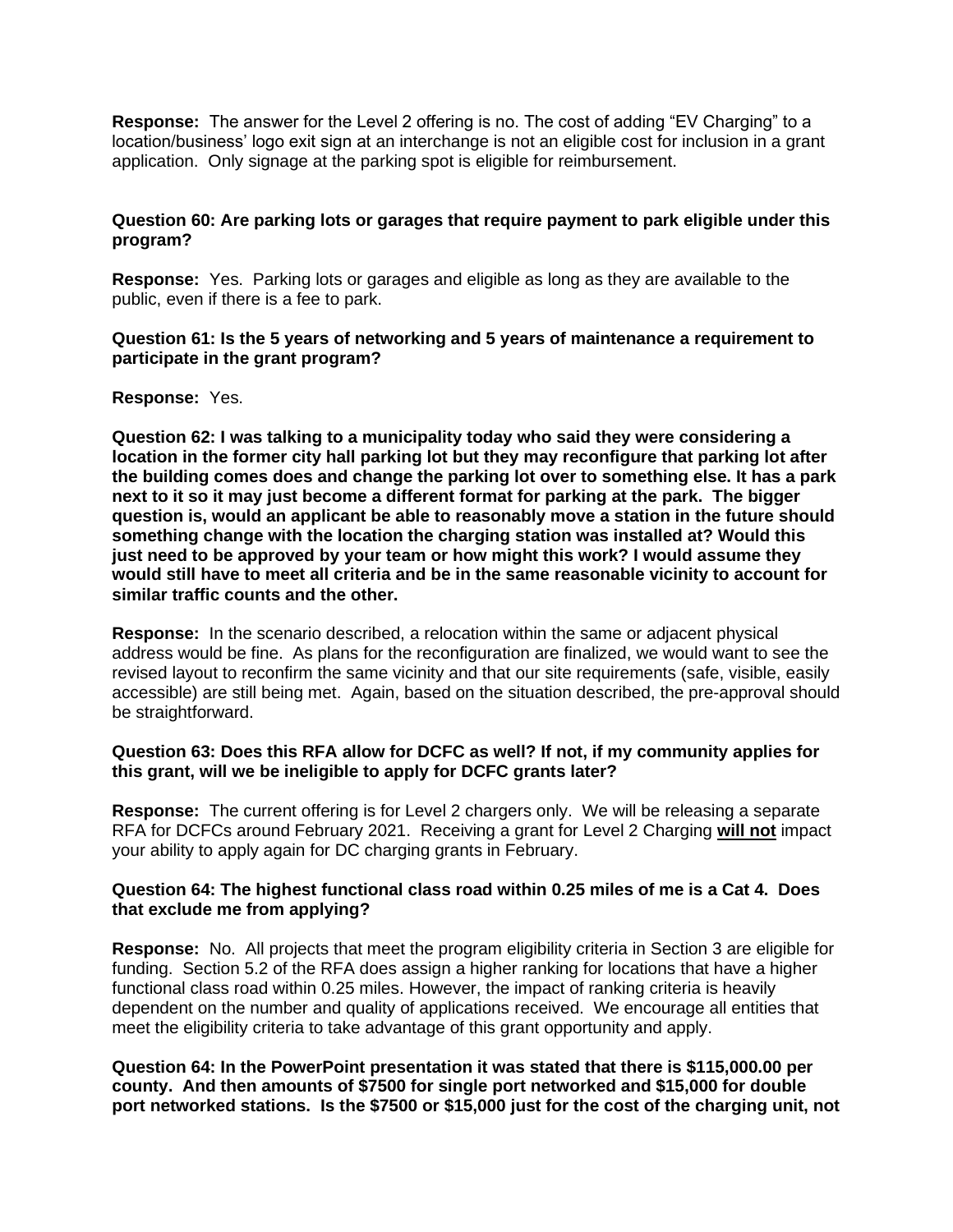**Response:** The answer for the Level 2 offering is no. The cost of adding "EV Charging" to a location/business' logo exit sign at an interchange is not an eligible cost for inclusion in a grant application. Only signage at the parking spot is eligible for reimbursement.

**Question 60: Are parking lots or garages that require payment to park eligible under this program?**

**Response:** Yes. Parking lots or garages and eligible as long as they are available to the public, even if there is a fee to park.

**Question 61: Is the 5 years of networking and 5 years of maintenance a requirement to participate in the grant program?**

**Response:** Yes.

**Question 62: I was talking to a municipality today who said they were considering a location in the former city hall parking lot but they may reconfigure that parking lot after the building comes does and change the parking lot over to something else. It has a park next to it so it may just become a different format for parking at the park. The bigger question is, would an applicant be able to reasonably move a station in the future should something change with the location the charging station was installed at? Would this just need to be approved by your team or how might this work? I would assume they would still have to meet all criteria and be in the same reasonable vicinity to account for similar traffic counts and the other.**

**Response:** In the scenario described, a relocation within the same or adjacent physical address would be fine. As plans for the reconfiguration are finalized, we would want to see the revised layout to reconfirm the same vicinity and that our site requirements (safe, visible, easily accessible) are still being met. Again, based on the situation described, the pre-approval should be straightforward.

**Question 63: Does this RFA allow for DCFC as well? If not, if my community applies for this grant, will we be ineligible to apply for DCFC grants later?**

**Response:** The current offering is for Level 2 chargers only. We will be releasing a separate RFA for DCFCs around February 2021. Receiving a grant for Level 2 Charging **will not** impact your ability to apply again for DC charging grants in February.

**Question 64: The highest functional class road within 0.25 miles of me is a Cat 4. Does that exclude me from applying?**

**Response:** No. All projects that meet the program eligibility criteria in Section 3 are eligible for funding. Section 5.2 of the RFA does assign a higher ranking for locations that have a higher functional class road within 0.25 miles. However, the impact of ranking criteria is heavily dependent on the number and quality of applications received. We encourage all entities that meet the eligibility criteria to take advantage of this grant opportunity and apply.

**Question 64: In the PowerPoint presentation it was stated that there is $115,000.00 per county. And then amounts of $7500 for single port networked and $15,000 for double port networked stations. Is the $7500 or $15,000 just for the cost of the charging unit, not**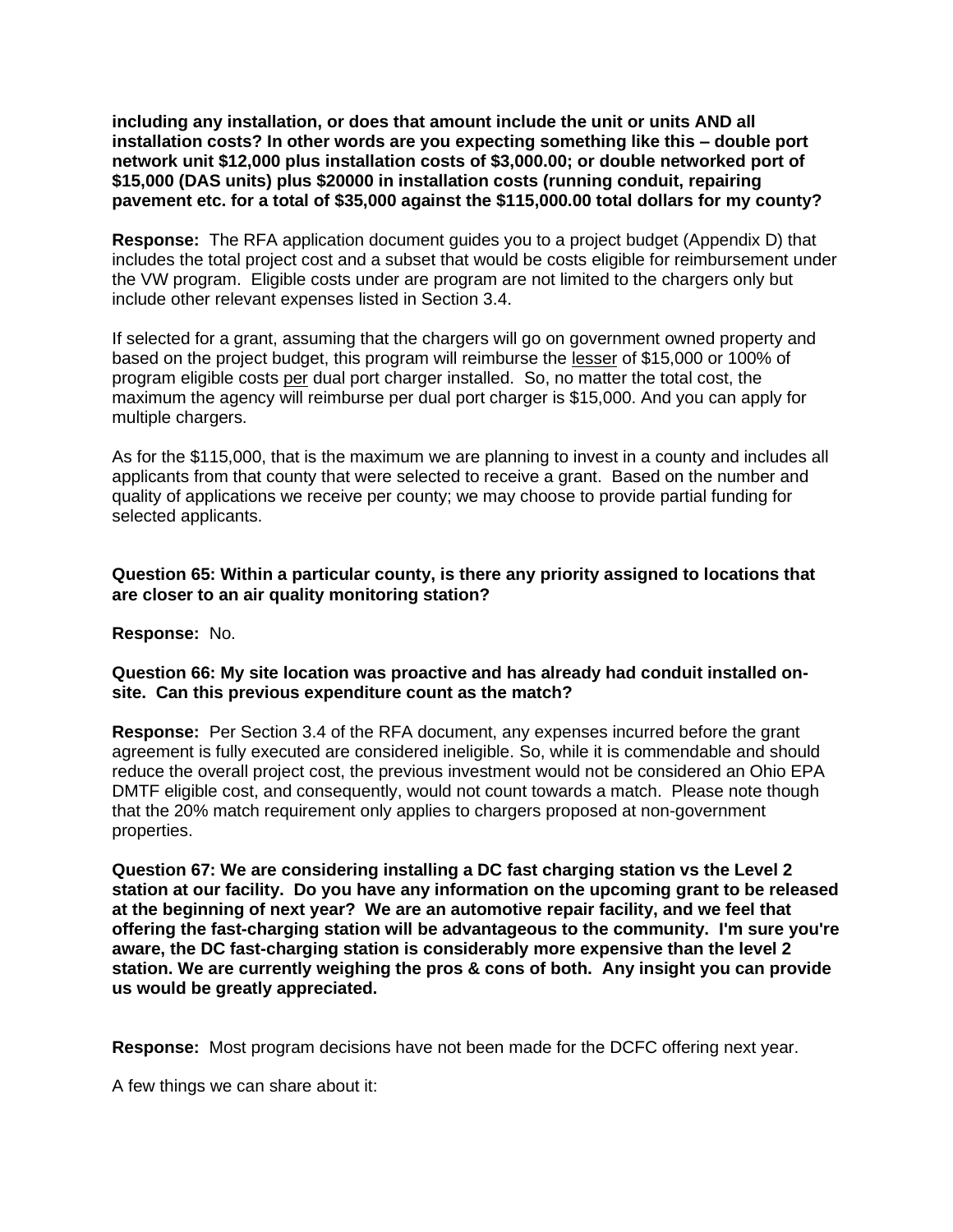**including any installation, or does that amount include the unit or units AND all installation costs? In other words are you expecting something like this – double port network unit $12,000 plus installation costs of $3,000.00; or double networked port of $15,000 (DAS units) plus $20000 in installation costs (running conduit, repairing pavement etc. for a total of $35,000 against the $115,000.00 total dollars for my county?**

**Response:** The RFA application document guides you to a project budget (Appendix D) that includes the total project cost and a subset that would be costs eligible for reimbursement under the VW program. Eligible costs under are program are not limited to the chargers only but include other relevant expenses listed in Section 3.4.

If selected for a grant, assuming that the chargers will go on government owned property and based on the project budget, this program will reimburse the <u>lesser</u> of $15,000 or 100% of program eligible costs <u>per</u> dual port charger installed. So, no matter the total cost, the maximum the agency will reimburse per dual port charger is $15,000. And you can apply for multiple chargers.

As for the $115,000, that is the maximum we are planning to invest in a county and includes all applicants from that county that were selected to receive a grant. Based on the number and quality of applications we receive per county; we may choose to provide partial funding for selected applicants.

**Question 65: Within a particular county, is there any priority assigned to locations that are closer to an air quality monitoring station?**

**Response:** No.

**Question 66: My site location was proactive and has already had conduit installed on-site. Can this previous expenditure count as the match?**

**Response:** Per Section 3.4 of the RFA document, any expenses incurred before the grant agreement is fully executed are considered ineligible. So, while it is commendable and should reduce the overall project cost, the previous investment would not be considered an Ohio EPA DMTF eligible cost, and consequently, would not count towards a match. Please note though that the 20% match requirement only applies to chargers proposed at non-government properties.

**Question 67: We are considering installing a DC fast charging station vs the Level 2 station at our facility. Do you have any information on the upcoming grant to be released at the beginning of next year? We are an automotive repair facility, and we feel that offering the fast-charging station will be advantageous to the community. I'm sure you're aware, the DC fast-charging station is considerably more expensive than the level 2 station. We are currently weighing the pros & cons of both. Any insight you can provide us would be greatly appreciated.**

**Response:** Most program decisions have not been made for the DCFC offering next year.

A few things we can share about it: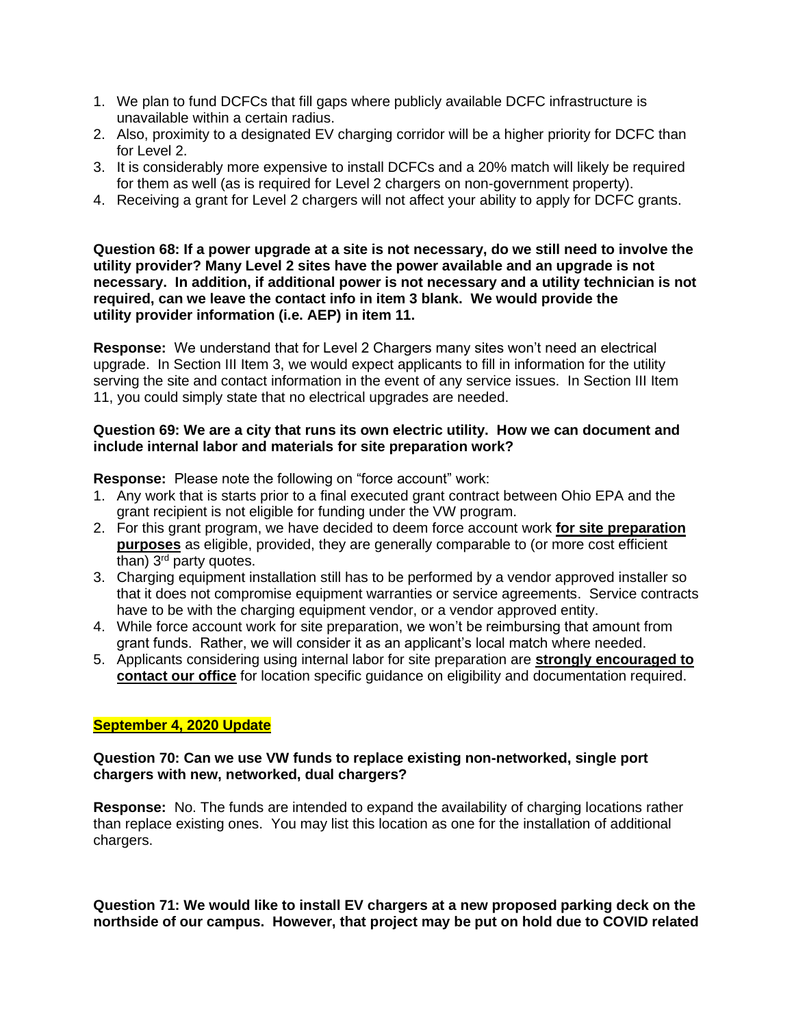1. We plan to fund DCFCs that fill gaps where publicly available DCFC infrastructure is unavailable within a certain radius.
2. Also, proximity to a designated EV charging corridor will be a higher priority for DCFC than for Level 2.
3. It is considerably more expensive to install DCFCs and a 20% match will likely be required for them as well (as is required for Level 2 chargers on non-government property).
4. Receiving a grant for Level 2 chargers will not affect your ability to apply for DCFC grants.

**Question 68: If a power upgrade at a site is not necessary, do we still need to involve the utility provider? Many Level 2 sites have the power available and an upgrade is not necessary. In addition, if additional power is not necessary and a utility technician is not required, can we leave the contact info in item 3 blank. We would provide the utility provider information (i.e. AEP) in item 11.**

**Response:** We understand that for Level 2 Chargers many sites won't need an electrical upgrade. In Section III Item 3, we would expect applicants to fill in information for the utility serving the site and contact information in the event of any service issues. In Section III Item 11, you could simply state that no electrical upgrades are needed.

**Question 69: We are a city that runs its own electric utility. How we can document and include internal labor and materials for site preparation work?**

**Response:** Please note the following on "force account" work:

1. Any work that is starts prior to a final executed grant contract between Ohio EPA and the grant recipient is not eligible for funding under the VW program.
2. For this grant program, we have decided to deem force account work **<u>for site preparation purposes</u>** as eligible, provided, they are generally comparable to (or more cost efficient than) 3rd party quotes.
3. Charging equipment installation still has to be performed by a vendor approved installer so that it does not compromise equipment warranties or service agreements. Service contracts have to be with the charging equipment vendor, or a vendor approved entity.
4. While force account work for site preparation, we won't be reimbursing that amount from grant funds. Rather, we will consider it as an applicant's local match where needed.
5. Applicants considering using internal labor for site preparation are **<u>strongly encouraged to contact our office</u>** for location specific guidance on eligibility and documentation required.

**<u>September 4, 2020 Update</u>**

**Question 70: Can we use VW funds to replace existing non-networked, single port chargers with new, networked, dual chargers?**

**Response:** No. The funds are intended to expand the availability of charging locations rather than replace existing ones. You may list this location as one for the installation of additional chargers.

**Question 71: We would like to install EV chargers at a new proposed parking deck on the northside of our campus. However, that project may be put on hold due to COVID related**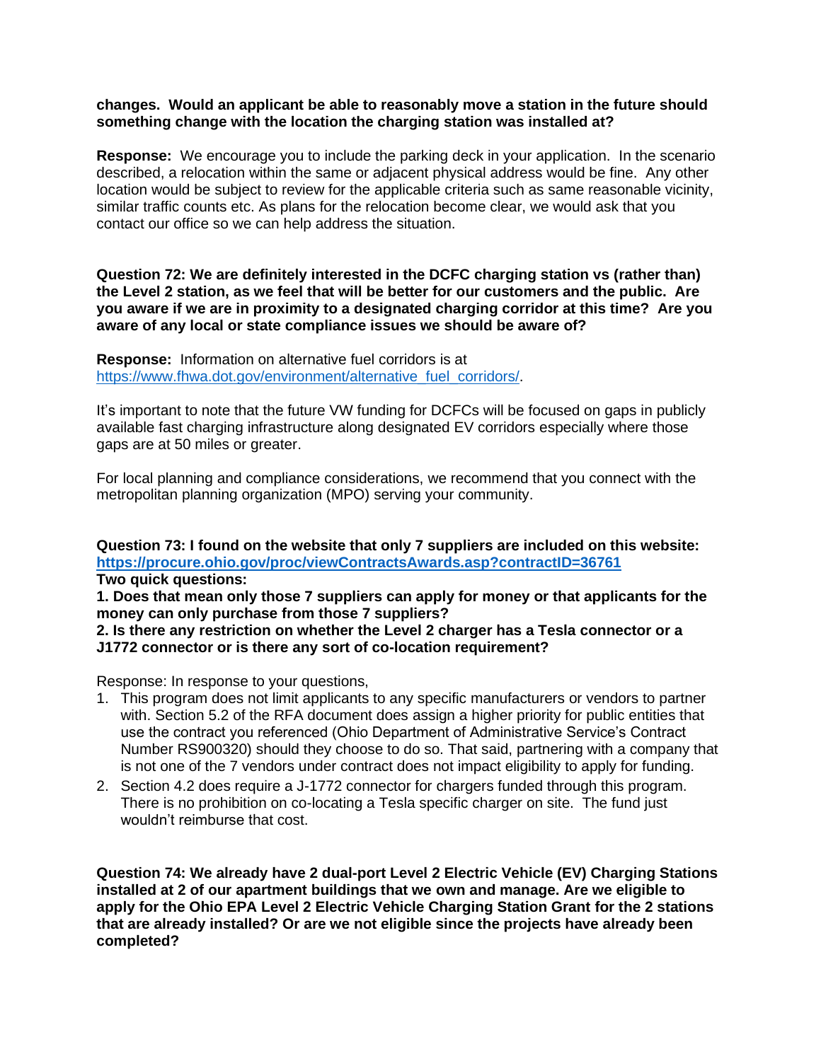**changes. Would an applicant be able to reasonably move a station in the future should something change with the location the charging station was installed at?**

**Response:** We encourage you to include the parking deck in your application. In the scenario described, a relocation within the same or adjacent physical address would be fine. Any other location would be subject to review for the applicable criteria such as same reasonable vicinity, similar traffic counts etc. As plans for the relocation become clear, we would ask that you contact our office so we can help address the situation.

**Question 72: We are definitely interested in the DCFC charging station vs (rather than) the Level 2 station, as we feel that will be better for our customers and the public. Are you aware if we are in proximity to a designated charging corridor at this time? Are you aware of any local or state compliance issues we should be aware of?**

**Response:** Information on alternative fuel corridors is at https://www.fhwa.dot.gov/environment/alternative_fuel_corridors/.

It's important to note that the future VW funding for DCFCs will be focused on gaps in publicly available fast charging infrastructure along designated EV corridors especially where those gaps are at 50 miles or greater.

For local planning and compliance considerations, we recommend that you connect with the metropolitan planning organization (MPO) serving your community.

**Question 73: I found on the website that only 7 suppliers are included on this website: https://procure.ohio.gov/proc/viewContractsAwards.asp?contractID=36761**
**Two quick questions:**
**1. Does that mean only those 7 suppliers can apply for money or that applicants for the money can only purchase from those 7 suppliers?**
**2. Is there any restriction on whether the Level 2 charger has a Tesla connector or a J1772 connector or is there any sort of co-location requirement?**

Response: In response to your questions,

1. This program does not limit applicants to any specific manufacturers or vendors to partner with. Section 5.2 of the RFA document does assign a higher priority for public entities that use the contract you referenced (Ohio Department of Administrative Service's Contract Number RS900320) should they choose to do so. That said, partnering with a company that is not one of the 7 vendors under contract does not impact eligibility to apply for funding.
2. Section 4.2 does require a J-1772 connector for chargers funded through this program. There is no prohibition on co-locating a Tesla specific charger on site. The fund just wouldn't reimburse that cost.

**Question 74: We already have 2 dual-port Level 2 Electric Vehicle (EV) Charging Stations installed at 2 of our apartment buildings that we own and manage. Are we eligible to apply for the Ohio EPA Level 2 Electric Vehicle Charging Station Grant for the 2 stations that are already installed? Or are we not eligible since the projects have already been completed?**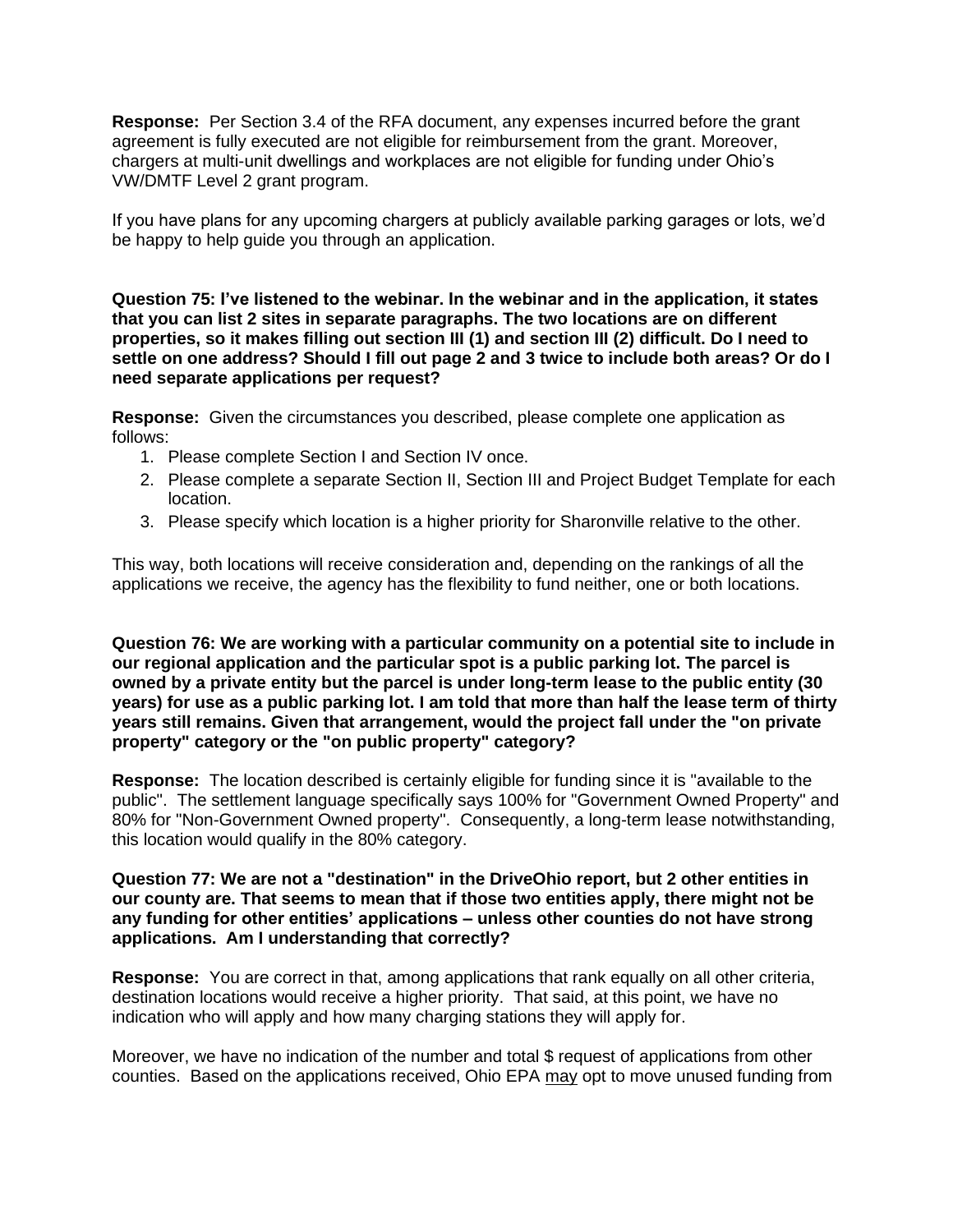**Response:** Per Section 3.4 of the RFA document, any expenses incurred before the grant agreement is fully executed are not eligible for reimbursement from the grant. Moreover, chargers at multi-unit dwellings and workplaces are not eligible for funding under Ohio's VW/DMTF Level 2 grant program.

If you have plans for any upcoming chargers at publicly available parking garages or lots, we'd be happy to help guide you through an application.

**Question 75: I've listened to the webinar. In the webinar and in the application, it states that you can list 2 sites in separate paragraphs. The two locations are on different properties, so it makes filling out section III (1) and section III (2) difficult. Do I need to settle on one address? Should I fill out page 2 and 3 twice to include both areas? Or do I need separate applications per request?**

**Response:** Given the circumstances you described, please complete one application as follows:

1. Please complete Section I and Section IV once.
2. Please complete a separate Section II, Section III and Project Budget Template for each location.
3. Please specify which location is a higher priority for Sharonville relative to the other.

This way, both locations will receive consideration and, depending on the rankings of all the applications we receive, the agency has the flexibility to fund neither, one or both locations.

**Question 76: We are working with a particular community on a potential site to include in our regional application and the particular spot is a public parking lot. The parcel is owned by a private entity but the parcel is under long-term lease to the public entity (30 years) for use as a public parking lot. I am told that more than half the lease term of thirty years still remains. Given that arrangement, would the project fall under the "on private property" category or the "on public property" category?**

**Response:** The location described is certainly eligible for funding since it is "available to the public". The settlement language specifically says 100% for "Government Owned Property" and 80% for "Non-Government Owned property". Consequently, a long-term lease notwithstanding, this location would qualify in the 80% category.

**Question 77: We are not a "destination" in the DriveOhio report, but 2 other entities in our county are. That seems to mean that if those two entities apply, there might not be any funding for other entities' applications – unless other counties do not have strong applications. Am I understanding that correctly?**

**Response:** You are correct in that, among applications that rank equally on all other criteria, destination locations would receive a higher priority. That said, at this point, we have no indication who will apply and how many charging stations they will apply for.

Moreover, we have no indication of the number and total $ request of applications from other counties. Based on the applications received, Ohio EPA <u>may</u> opt to move unused funding from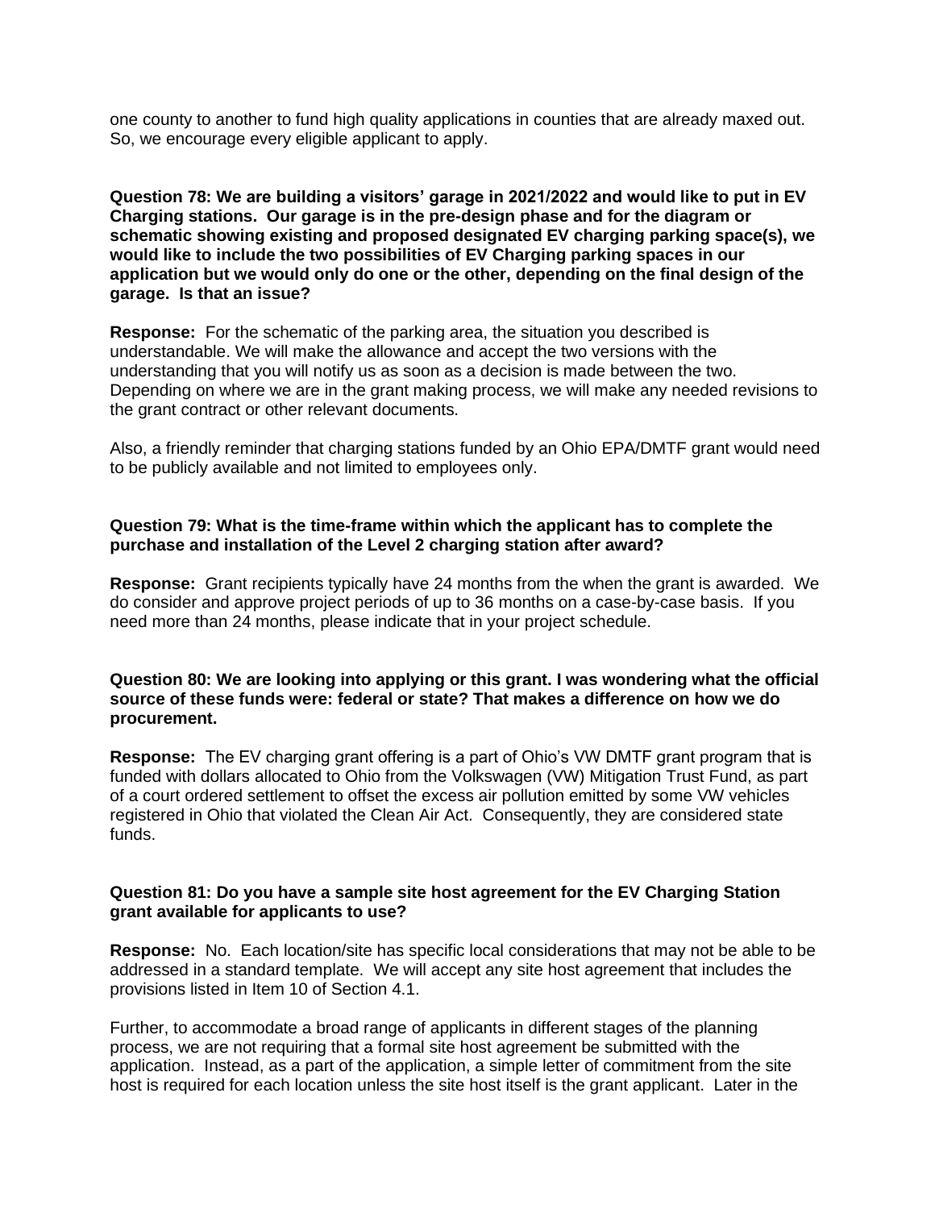one county to another to fund high quality applications in counties that are already maxed out. So, we encourage every eligible applicant to apply.

**Question 78: We are building a visitors' garage in 2021/2022 and would like to put in EV Charging stations. Our garage is in the pre-design phase and for the diagram or schematic showing existing and proposed designated EV charging parking space(s), we would like to include the two possibilities of EV Charging parking spaces in our application but we would only do one or the other, depending on the final design of the garage. Is that an issue?**

**Response:** For the schematic of the parking area, the situation you described is understandable. We will make the allowance and accept the two versions with the understanding that you will notify us as soon as a decision is made between the two. Depending on where we are in the grant making process, we will make any needed revisions to the grant contract or other relevant documents.

Also, a friendly reminder that charging stations funded by an Ohio EPA/DMTF grant would need to be publicly available and not limited to employees only.

**Question 79: What is the time-frame within which the applicant has to complete the purchase and installation of the Level 2 charging station after award?**

**Response:** Grant recipients typically have 24 months from the when the grant is awarded. We do consider and approve project periods of up to 36 months on a case-by-case basis. If you need more than 24 months, please indicate that in your project schedule.

**Question 80: We are looking into applying or this grant. I was wondering what the official source of these funds were: federal or state? That makes a difference on how we do procurement.**

**Response:** The EV charging grant offering is a part of Ohio's VW DMTF grant program that is funded with dollars allocated to Ohio from the Volkswagen (VW) Mitigation Trust Fund, as part of a court ordered settlement to offset the excess air pollution emitted by some VW vehicles registered in Ohio that violated the Clean Air Act. Consequently, they are considered state funds.

**Question 81: Do you have a sample site host agreement for the EV Charging Station grant available for applicants to use?**

**Response:** No. Each location/site has specific local considerations that may not be able to be addressed in a standard template. We will accept any site host agreement that includes the provisions listed in Item 10 of Section 4.1.

Further, to accommodate a broad range of applicants in different stages of the planning process, we are not requiring that a formal site host agreement be submitted with the application. Instead, as a part of the application, a simple letter of commitment from the site host is required for each location unless the site host itself is the grant applicant. Later in the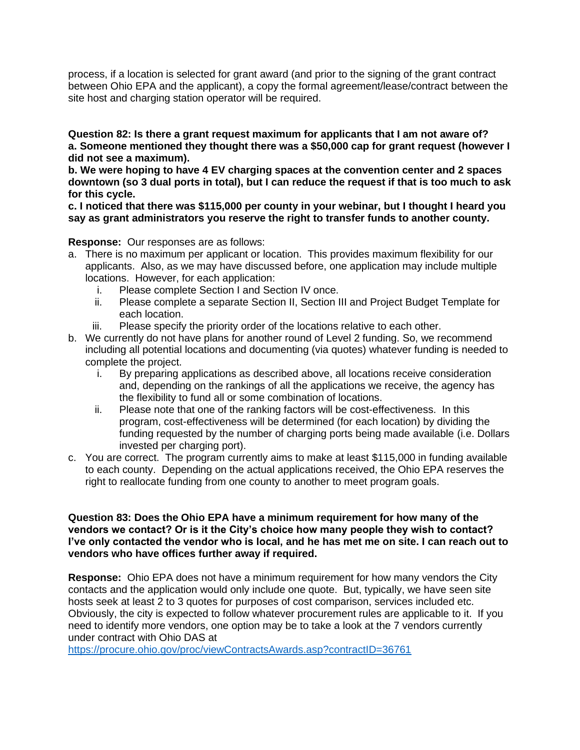process, if a location is selected for grant award (and prior to the signing of the grant contract between Ohio EPA and the applicant), a copy the formal agreement/lease/contract between the site host and charging station operator will be required.

**Question 82: Is there a grant request maximum for applicants that I am not aware of?**
**a. Someone mentioned they thought there was a $50,000 cap for grant request (however I did not see a maximum).**
**b. We were hoping to have 4 EV charging spaces at the convention center and 2 spaces downtown (so 3 dual ports in total), but I can reduce the request if that is too much to ask for this cycle.**
**c. I noticed that there was $115,000 per county in your webinar, but I thought I heard you say as grant administrators you reserve the right to transfer funds to another county.**

**Response:** Our responses are as follows:

a. There is no maximum per applicant or location. This provides maximum flexibility for our applicants. Also, as we may have discussed before, one application may include multiple locations. However, for each application:
   i. Please complete Section I and Section IV once.
   ii. Please complete a separate Section II, Section III and Project Budget Template for each location.
   iii. Please specify the priority order of the locations relative to each other.
b. We currently do not have plans for another round of Level 2 funding. So, we recommend including all potential locations and documenting (via quotes) whatever funding is needed to complete the project.
   i. By preparing applications as described above, all locations receive consideration and, depending on the rankings of all the applications we receive, the agency has the flexibility to fund all or some combination of locations.
   ii. Please note that one of the ranking factors will be cost-effectiveness. In this program, cost-effectiveness will be determined (for each location) by dividing the funding requested by the number of charging ports being made available (i.e. Dollars invested per charging port).
c. You are correct. The program currently aims to make at least $115,000 in funding available to each county. Depending on the actual applications received, the Ohio EPA reserves the right to reallocate funding from one county to another to meet program goals.

**Question 83: Does the Ohio EPA have a minimum requirement for how many of the vendors we contact? Or is it the City's choice how many people they wish to contact? I've only contacted the vendor who is local, and he has met me on site. I can reach out to vendors who have offices further away if required.**

**Response:** Ohio EPA does not have a minimum requirement for how many vendors the City contacts and the application would only include one quote. But, typically, we have seen site hosts seek at least 2 to 3 quotes for purposes of cost comparison, services included etc. Obviously, the city is expected to follow whatever procurement rules are applicable to it. If you need to identify more vendors, one option may be to take a look at the 7 vendors currently under contract with Ohio DAS at https://procure.ohio.gov/proc/viewContractsAwards.asp?contractID=36761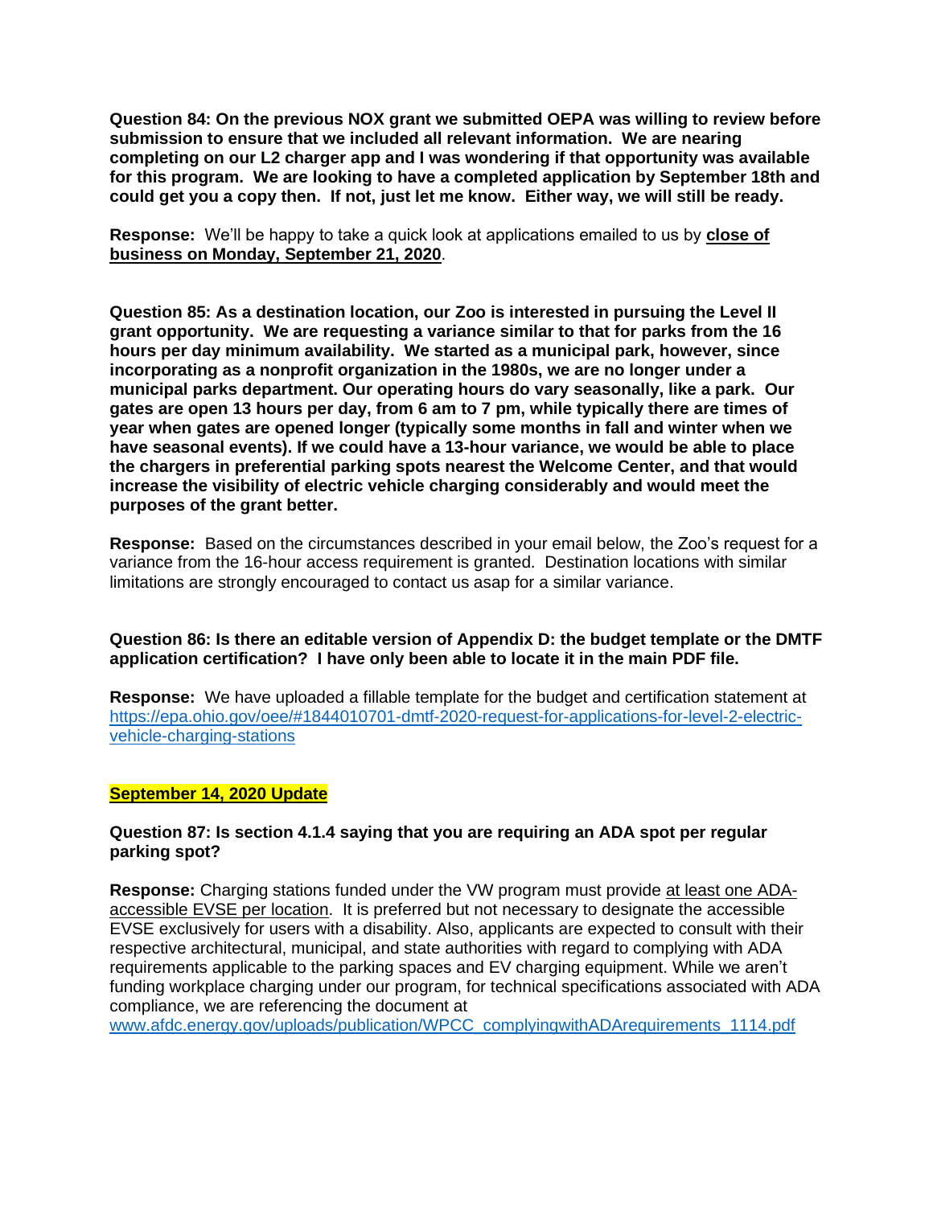**Question 84: On the previous NOX grant we submitted OEPA was willing to review before submission to ensure that we included all relevant information. We are nearing completing on our L2 charger app and I was wondering if that opportunity was available for this program. We are looking to have a completed application by September 18th and could get you a copy then. If not, just let me know. Either way, we will still be ready.**

**Response:** We'll be happy to take a quick look at applications emailed to us by **close of business on Monday, September 21, 2020**.

**Question 85: As a destination location, our Zoo is interested in pursuing the Level II grant opportunity. We are requesting a variance similar to that for parks from the 16 hours per day minimum availability. We started as a municipal park, however, since incorporating as a nonprofit organization in the 1980s, we are no longer under a municipal parks department. Our operating hours do vary seasonally, like a park. Our gates are open 13 hours per day, from 6 am to 7 pm, while typically there are times of year when gates are opened longer (typically some months in fall and winter when we have seasonal events). If we could have a 13-hour variance, we would be able to place the chargers in preferential parking spots nearest the Welcome Center, and that would increase the visibility of electric vehicle charging considerably and would meet the purposes of the grant better.**

**Response:** Based on the circumstances described in your email below, the Zoo's request for a variance from the 16-hour access requirement is granted. Destination locations with similar limitations are strongly encouraged to contact us asap for a similar variance.

**Question 86: Is there an editable version of Appendix D: the budget template or the DMTF application certification? I have only been able to locate it in the main PDF file.**

**Response:** We have uploaded a fillable template for the budget and certification statement at https://epa.ohio.gov/oee/#1844010701-dmtf-2020-request-for-applications-for-level-2-electric-vehicle-charging-stations

**September 14, 2020 Update**

**Question 87: Is section 4.1.4 saying that you are requiring an ADA spot per regular parking spot?**

**Response:** Charging stations funded under the VW program must provide at least one ADA-accessible EVSE per location. It is preferred but not necessary to designate the accessible EVSE exclusively for users with a disability. Also, applicants are expected to consult with their respective architectural, municipal, and state authorities with regard to complying with ADA requirements applicable to the parking spaces and EV charging equipment. While we aren't funding workplace charging under our program, for technical specifications associated with ADA compliance, we are referencing the document at www.afdc.energy.gov/uploads/publication/WPCC_complyingwithADArequirements_1114.pdf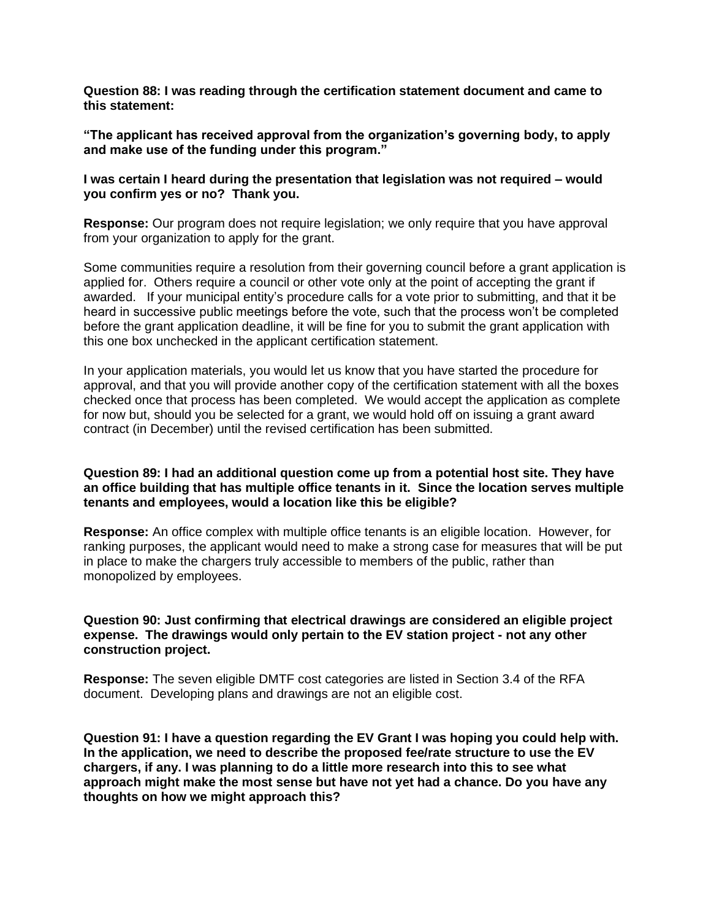**Question 88: I was reading through the certification statement document and came to this statement:**

**“The applicant has received approval from the organization’s governing body, to apply and make use of the funding under this program.”**

**I was certain I heard during the presentation that legislation was not required – would you confirm yes or no? Thank you.**

**Response:** Our program does not require legislation; we only require that you have approval from your organization to apply for the grant.

Some communities require a resolution from their governing council before a grant application is applied for. Others require a council or other vote only at the point of accepting the grant if awarded. If your municipal entity’s procedure calls for a vote prior to submitting, and that it be heard in successive public meetings before the vote, such that the process won’t be completed before the grant application deadline, it will be fine for you to submit the grant application with this one box unchecked in the applicant certification statement.

In your application materials, you would let us know that you have started the procedure for approval, and that you will provide another copy of the certification statement with all the boxes checked once that process has been completed. We would accept the application as complete for now but, should you be selected for a grant, we would hold off on issuing a grant award contract (in December) until the revised certification has been submitted.

**Question 89: I had an additional question come up from a potential host site. They have an office building that has multiple office tenants in it. Since the location serves multiple tenants and employees, would a location like this be eligible?**

**Response:** An office complex with multiple office tenants is an eligible location. However, for ranking purposes, the applicant would need to make a strong case for measures that will be put in place to make the chargers truly accessible to members of the public, rather than monopolized by employees.

**Question 90: Just confirming that electrical drawings are considered an eligible project expense. The drawings would only pertain to the EV station project - not any other construction project.**

**Response:** The seven eligible DMTF cost categories are listed in Section 3.4 of the RFA document. Developing plans and drawings are not an eligible cost.

**Question 91: I have a question regarding the EV Grant I was hoping you could help with. In the application, we need to describe the proposed fee/rate structure to use the EV chargers, if any. I was planning to do a little more research into this to see what approach might make the most sense but have not yet had a chance. Do you have any thoughts on how we might approach this?**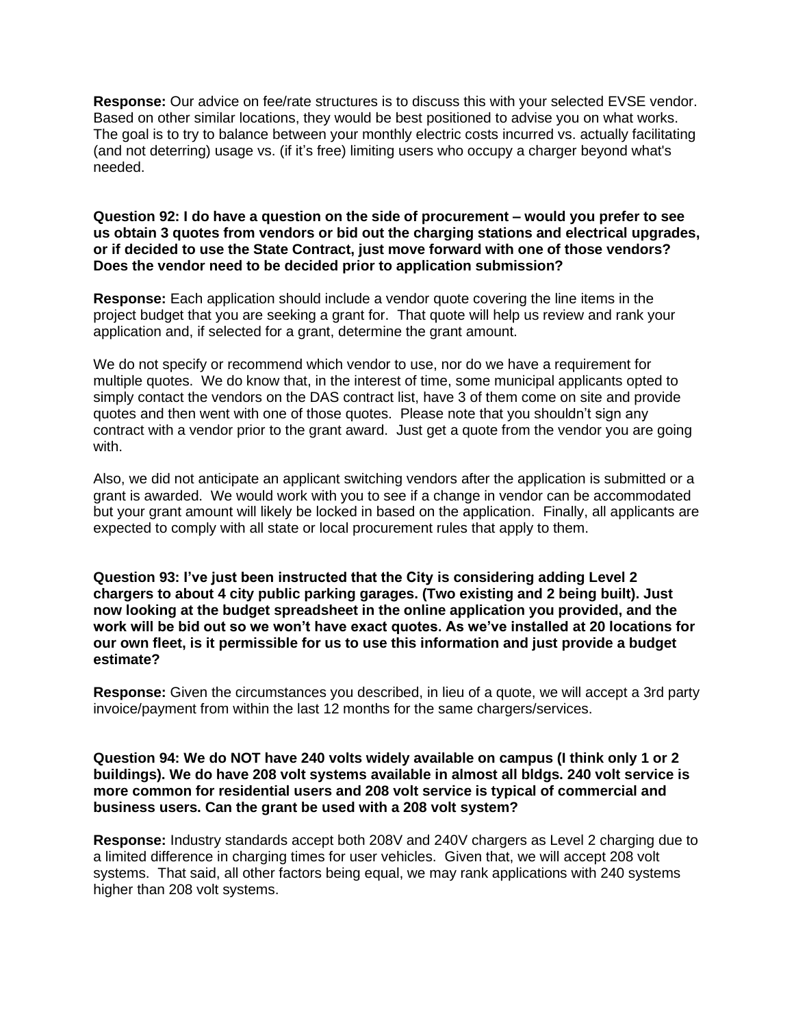**Response:** Our advice on fee/rate structures is to discuss this with your selected EVSE vendor. Based on other similar locations, they would be best positioned to advise you on what works. The goal is to try to balance between your monthly electric costs incurred vs. actually facilitating (and not deterring) usage vs. (if it's free) limiting users who occupy a charger beyond what's needed.

**Question 92: I do have a question on the side of procurement – would you prefer to see us obtain 3 quotes from vendors or bid out the charging stations and electrical upgrades, or if decided to use the State Contract, just move forward with one of those vendors? Does the vendor need to be decided prior to application submission?**

**Response:** Each application should include a vendor quote covering the line items in the project budget that you are seeking a grant for. That quote will help us review and rank your application and, if selected for a grant, determine the grant amount.

We do not specify or recommend which vendor to use, nor do we have a requirement for multiple quotes. We do know that, in the interest of time, some municipal applicants opted to simply contact the vendors on the DAS contract list, have 3 of them come on site and provide quotes and then went with one of those quotes. Please note that you shouldn't sign any contract with a vendor prior to the grant award. Just get a quote from the vendor you are going with.

Also, we did not anticipate an applicant switching vendors after the application is submitted or a grant is awarded. We would work with you to see if a change in vendor can be accommodated but your grant amount will likely be locked in based on the application. Finally, all applicants are expected to comply with all state or local procurement rules that apply to them.

**Question 93: I've just been instructed that the City is considering adding Level 2 chargers to about 4 city public parking garages. (Two existing and 2 being built). Just now looking at the budget spreadsheet in the online application you provided, and the work will be bid out so we won't have exact quotes. As we've installed at 20 locations for our own fleet, is it permissible for us to use this information and just provide a budget estimate?**

**Response:** Given the circumstances you described, in lieu of a quote, we will accept a 3rd party invoice/payment from within the last 12 months for the same chargers/services.

**Question 94: We do NOT have 240 volts widely available on campus (I think only 1 or 2 buildings). We do have 208 volt systems available in almost all bldgs. 240 volt service is more common for residential users and 208 volt service is typical of commercial and business users. Can the grant be used with a 208 volt system?**

**Response:** Industry standards accept both 208V and 240V chargers as Level 2 charging due to a limited difference in charging times for user vehicles. Given that, we will accept 208 volt systems. That said, all other factors being equal, we may rank applications with 240 systems higher than 208 volt systems.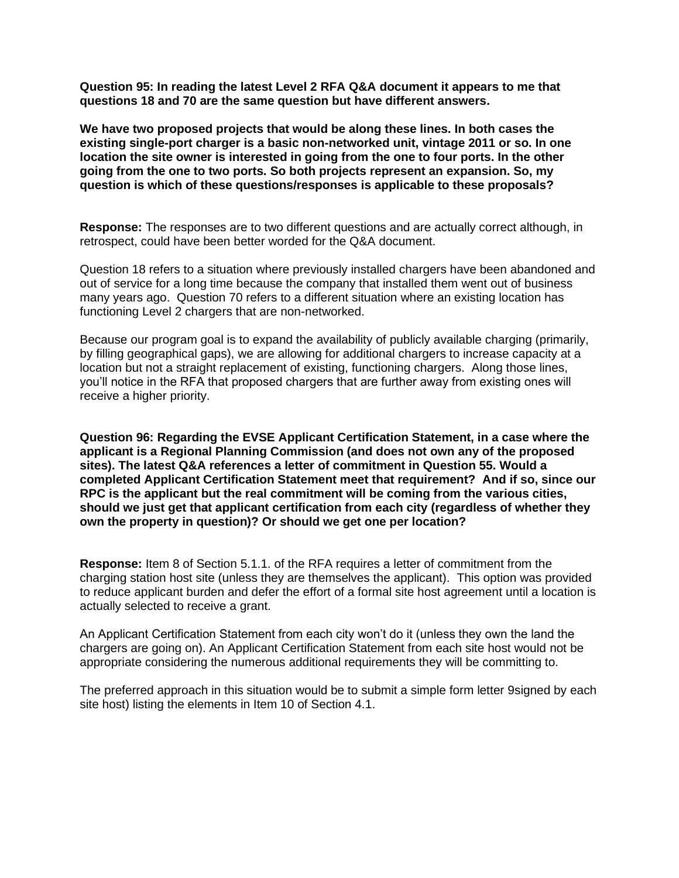**Question 95: In reading the latest Level 2 RFA Q&A document it appears to me that questions 18 and 70 are the same question but have different answers.**

**We have two proposed projects that would be along these lines. In both cases the existing single-port charger is a basic non-networked unit, vintage 2011 or so. In one location the site owner is interested in going from the one to four ports. In the other going from the one to two ports. So both projects represent an expansion. So, my question is which of these questions/responses is applicable to these proposals?**

**Response:** The responses are to two different questions and are actually correct although, in retrospect, could have been better worded for the Q&A document.

Question 18 refers to a situation where previously installed chargers have been abandoned and out of service for a long time because the company that installed them went out of business many years ago. Question 70 refers to a different situation where an existing location has functioning Level 2 chargers that are non-networked.

Because our program goal is to expand the availability of publicly available charging (primarily, by filling geographical gaps), we are allowing for additional chargers to increase capacity at a location but not a straight replacement of existing, functioning chargers. Along those lines, you'll notice in the RFA that proposed chargers that are further away from existing ones will receive a higher priority.

**Question 96: Regarding the EVSE Applicant Certification Statement, in a case where the applicant is a Regional Planning Commission (and does not own any of the proposed sites). The latest Q&A references a letter of commitment in Question 55. Would a completed Applicant Certification Statement meet that requirement? And if so, since our RPC is the applicant but the real commitment will be coming from the various cities, should we just get that applicant certification from each city (regardless of whether they own the property in question)? Or should we get one per location?**

**Response:** Item 8 of Section 5.1.1. of the RFA requires a letter of commitment from the charging station host site (unless they are themselves the applicant). This option was provided to reduce applicant burden and defer the effort of a formal site host agreement until a location is actually selected to receive a grant.

An Applicant Certification Statement from each city won't do it (unless they own the land the chargers are going on). An Applicant Certification Statement from each site host would not be appropriate considering the numerous additional requirements they will be committing to.

The preferred approach in this situation would be to submit a simple form letter 9signed by each site host) listing the elements in Item 10 of Section 4.1.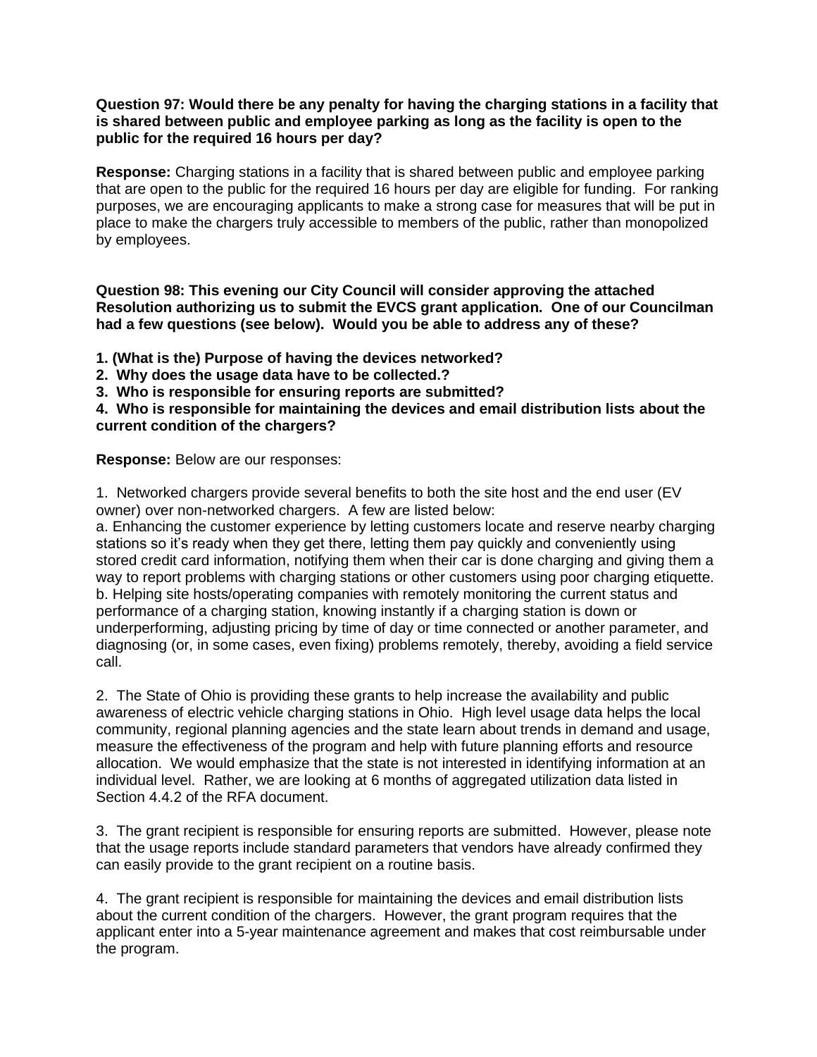**Question 97: Would there be any penalty for having the charging stations in a facility that is shared between public and employee parking as long as the facility is open to the public for the required 16 hours per day?**

**Response:** Charging stations in a facility that is shared between public and employee parking that are open to the public for the required 16 hours per day are eligible for funding. For ranking purposes, we are encouraging applicants to make a strong case for measures that will be put in place to make the chargers truly accessible to members of the public, rather than monopolized by employees.

**Question 98: This evening our City Council will consider approving the attached Resolution authorizing us to submit the EVCS grant application. One of our Councilman had a few questions (see below). Would you be able to address any of these?**

**1. (What is the) Purpose of having the devices networked?**
**2. Why does the usage data have to be collected.?**
**3. Who is responsible for ensuring reports are submitted?**
**4. Who is responsible for maintaining the devices and email distribution lists about the current condition of the chargers?**

**Response:** Below are our responses:

1. Networked chargers provide several benefits to both the site host and the end user (EV owner) over non-networked chargers. A few are listed below:
a. Enhancing the customer experience by letting customers locate and reserve nearby charging stations so it's ready when they get there, letting them pay quickly and conveniently using stored credit card information, notifying them when their car is done charging and giving them a way to report problems with charging stations or other customers using poor charging etiquette.
b. Helping site hosts/operating companies with remotely monitoring the current status and performance of a charging station, knowing instantly if a charging station is down or underperforming, adjusting pricing by time of day or time connected or another parameter, and diagnosing (or, in some cases, even fixing) problems remotely, thereby, avoiding a field service call.

2. The State of Ohio is providing these grants to help increase the availability and public awareness of electric vehicle charging stations in Ohio. High level usage data helps the local community, regional planning agencies and the state learn about trends in demand and usage, measure the effectiveness of the program and help with future planning efforts and resource allocation. We would emphasize that the state is not interested in identifying information at an individual level. Rather, we are looking at 6 months of aggregated utilization data listed in Section 4.4.2 of the RFA document.

3. The grant recipient is responsible for ensuring reports are submitted. However, please note that the usage reports include standard parameters that vendors have already confirmed they can easily provide to the grant recipient on a routine basis.

4. The grant recipient is responsible for maintaining the devices and email distribution lists about the current condition of the chargers. However, the grant program requires that the applicant enter into a 5-year maintenance agreement and makes that cost reimbursable under the program.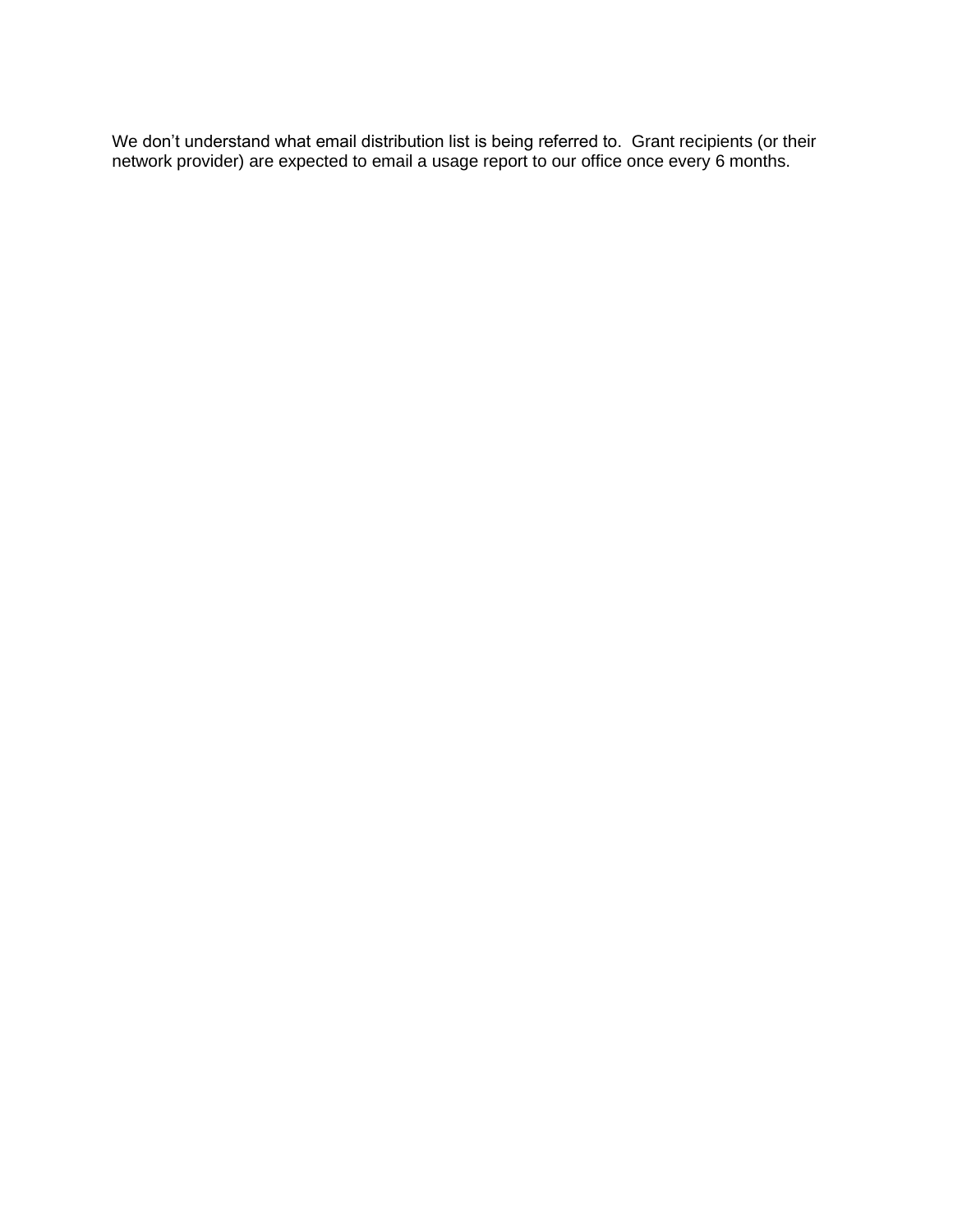We don't understand what email distribution list is being referred to.  Grant recipients (or their network provider) are expected to email a usage report to our office once every 6 months.